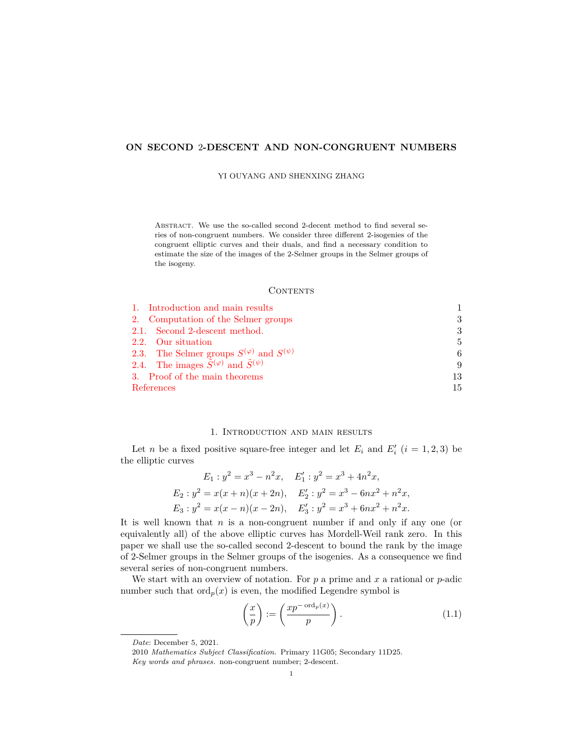# ON SECOND 2-DESCENT AND NON-CONGRUENT NUMBERS

YI OUYANG AND SHENXING ZHANG

Abstract. We use the so-called second 2-decent method to find several series of non-congruent numbers. We consider three different 2-isogenies of the congruent elliptic curves and their duals, and find a necessary condition to estimate the size of the images of the 2-Selmer groups in the Selmer groups of the isogeny.

## Contents

1. Introduction and main results — 1
2. Computation of the Selmer groups — 3
   - 2.1. Second 2-descent method. — 3
   - 2.2. Our situation — 5
   - 2.3. The Selmer groups $S^{(\varphi)}$ and $S^{(\psi)}$ — 6
   - 2.4. The images $\tilde{S}^{(\varphi)}$ and $\tilde{S}^{(\psi)}$ — 9
3. Proof of the main theorems — 13

References — 15

## 1. Introduction and main results

Let $n$ be a fixed positive square-free integer and let $E_i$ and $E_i'$ $(i = 1, 2, 3)$ be the elliptic curves

$$E_1 : y^2 = x^3 - n^2 x, \quad E_1' : y^2 = x^3 + 4n^2 x,$$
$$E_2 : y^2 = x(x + n)(x + 2n), \quad E_2' : y^2 = x^3 - 6nx^2 + n^2 x,$$
$$E_3 : y^2 = x(x - n)(x - 2n), \quad E_3' : y^2 = x^3 + 6nx^2 + n^2 x.$$

It is well known that $n$ is a non-congruent number if and only if any one (or equivalently all) of the above elliptic curves has Mordell-Weil rank zero. In this paper we shall use the so-called second 2-descent to bound the rank by the image of 2-Selmer groups in the Selmer groups of the isogenies. As a consequence we find several series of non-congruent numbers.

We start with an overview of notation. For $p$ a prime and $x$ a rational or $p$-adic number such that $\mathrm{ord}_p(x)$ is even, the modified Legendre symbol is

$$\left(\frac{x}{p}\right) := \left(\frac{xp^{-\mathrm{ord}_p(x)}}{p}\right). \tag{1.1}$$

*Date*: December 5, 2021.

2010 *Mathematics Subject Classification.* Primary 11G05; Secondary 11D25.

*Key words and phrases.* non-congruent number; 2-descent.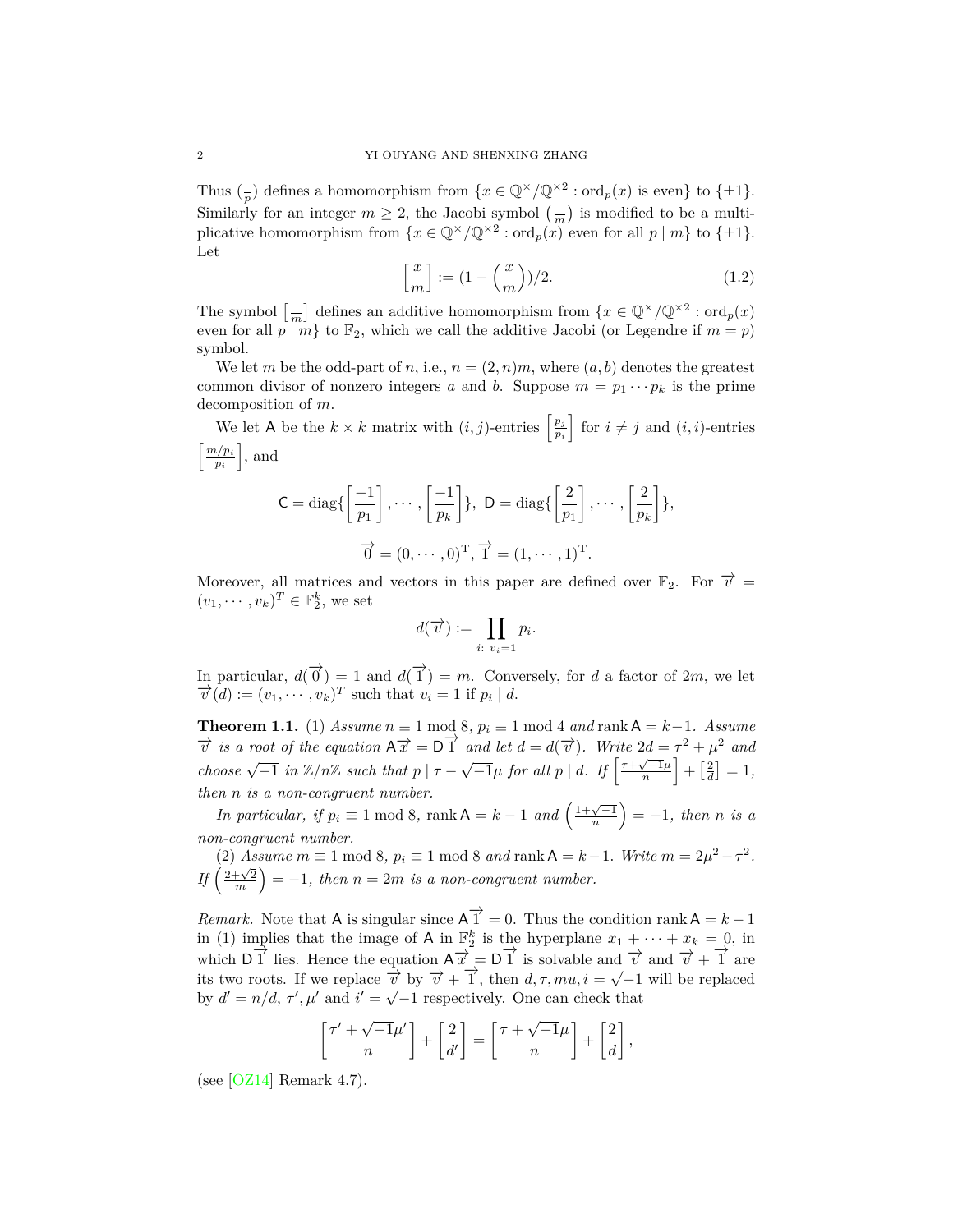Thus $(\frac{\cdot}{p})$ defines a homomorphism from $\{x \in \mathbb{Q}^\times/\mathbb{Q}^{\times 2} : \mathrm{ord}_p(x) \text{ is even}\}$ to $\{\pm 1\}$. Similarly for an integer $m \geq 2$, the Jacobi symbol $(\frac{\cdot}{m})$ is modified to be a multiplicative homomorphism from $\{x \in \mathbb{Q}^\times/\mathbb{Q}^{\times 2} : \mathrm{ord}_p(x) \text{ even for all } p \mid m\}$ to $\{\pm 1\}$. Let

$$\left[\frac{x}{m}\right] := (1 - \left(\frac{x}{m}\right))/2. \tag{1.2}$$

The symbol $\left[\frac{\cdot}{m}\right]$ defines an additive homomorphism from $\{x \in \mathbb{Q}^\times/\mathbb{Q}^{\times 2} : \mathrm{ord}_p(x)$ even for all $p \mid m\}$ to $\mathbb{F}_2$, which we call the additive Jacobi (or Legendre if $m = p$) symbol.

We let $m$ be the odd-part of $n$, i.e., $n = (2, n)m$, where $(a, b)$ denotes the greatest common divisor of nonzero integers $a$ and $b$. Suppose $m = p_1 \cdots p_k$ is the prime decomposition of $m$.

We let $\mathsf{A}$ be the $k \times k$ matrix with $(i, j)$-entries $\left[\frac{p_j}{p_i}\right]$ for $i \neq j$ and $(i, i)$-entries $\left[\frac{m/p_i}{p_i}\right]$, and

$$\mathsf{C} = \mathrm{diag}\{\left[\frac{-1}{p_1}\right], \cdots, \left[\frac{-1}{p_k}\right]\},\ \mathsf{D} = \mathrm{diag}\{\left[\frac{2}{p_1}\right], \cdots, \left[\frac{2}{p_k}\right]\},$$

$$\overrightarrow{0} = (0, \cdots, 0)^{\mathrm{T}}, \overrightarrow{1} = (1, \cdots, 1)^{\mathrm{T}}.$$

Moreover, all matrices and vectors in this paper are defined over $\mathbb{F}_2$. For $\overrightarrow{v} = (v_1, \cdots, v_k)^T \in \mathbb{F}_2^k$, we set

$$d(\overrightarrow{v}) := \prod_{i:\ v_i = 1} p_i.$$

In particular, $d(\overrightarrow{0}) = 1$ and $d(\overrightarrow{1}) = m$. Conversely, for $d$ a factor of $2m$, we let $\overrightarrow{v}(d) := (v_1, \cdots, v_k)^T$ such that $v_i = 1$ if $p_i \mid d$.

**Theorem 1.1.** (1) *Assume $n \equiv 1 \bmod 8$, $p_i \equiv 1 \bmod 4$ and $\mathrm{rank}\, \mathsf{A} = k-1$. Assume $\overrightarrow{v}$ is a root of the equation $\mathsf{A}\overrightarrow{x} = \mathsf{D}\overrightarrow{1}$ and let $d = d(\overrightarrow{v})$. Write $2d = \tau^2 + \mu^2$ and choose $\sqrt{-1}$ in $\mathbb{Z}/n\mathbb{Z}$ such that $p \mid \tau - \sqrt{-1}\mu$ for all $p \mid d$. If $\left[\frac{\tau + \sqrt{-1}\mu}{n}\right] + \left[\frac{2}{d}\right] = 1$, then $n$ is a non-congruent number.*

*In particular, if $p_i \equiv 1 \bmod 8$, $\mathrm{rank}\, \mathsf{A} = k - 1$ and $\left(\frac{1+\sqrt{-1}}{n}\right) = -1$, then $n$ is a non-congruent number.*

(2) *Assume $m \equiv 1 \bmod 8$, $p_i \equiv 1 \bmod 8$ and $\mathrm{rank}\, \mathsf{A} = k-1$. Write $m = 2\mu^2 - \tau^2$. If $\left(\frac{2+\sqrt{2}}{m}\right) = -1$, then $n = 2m$ is a non-congruent number.*

*Remark.* Note that $\mathsf{A}$ is singular since $\mathsf{A}\overrightarrow{1} = 0$. Thus the condition $\mathrm{rank}\, \mathsf{A} = k - 1$ in (1) implies that the image of $\mathsf{A}$ in $\mathbb{F}_2^k$ is the hyperplane $x_1 + \cdots + x_k = 0$, in which $\mathsf{D}\overrightarrow{1}$ lies. Hence the equation $\mathsf{A}\overrightarrow{x} = \mathsf{D}\overrightarrow{1}$ is solvable and $\overrightarrow{v}$ and $\overrightarrow{v} + \overrightarrow{1}$ are its two roots. If we replace $\overrightarrow{v}$ by $\overrightarrow{v} + \overrightarrow{1}$, then $d, \tau, mu, i = \sqrt{-1}$ will be replaced by $d' = n/d$, $\tau', \mu'$ and $i' = \sqrt{-1}$ respectively. One can check that

$$\left[\frac{\tau' + \sqrt{-1}\mu'}{n}\right] + \left[\frac{2}{d'}\right] = \left[\frac{\tau + \sqrt{-1}\mu}{n}\right] + \left[\frac{2}{d}\right],$$

(see [OZ14] Remark 4.7).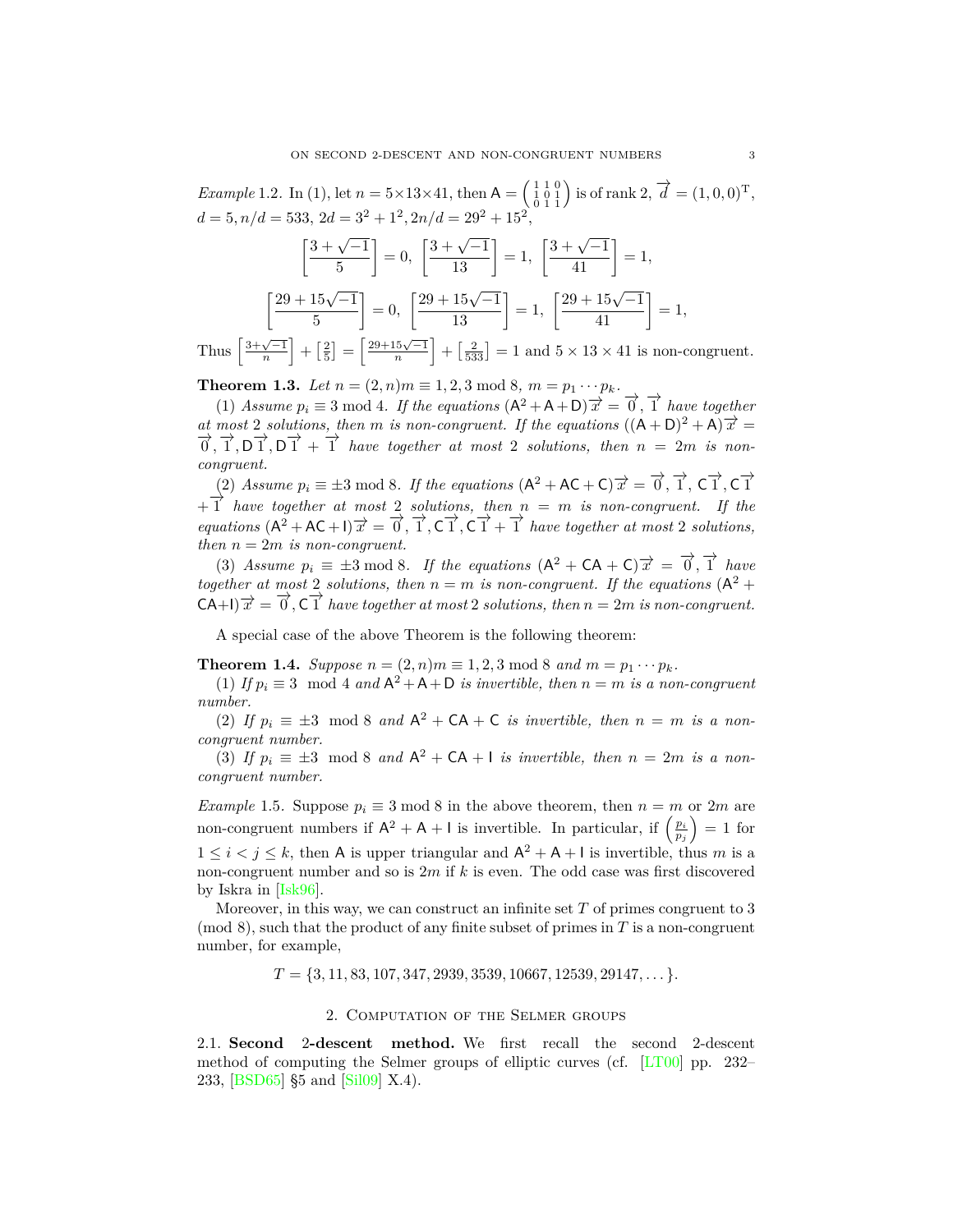*Example* 1.2. In (1), let $n = 5\times 13\times 41$, then $\mathsf{A} = \left(\begin{smallmatrix} 1 & 1 & 0 \\ 1 & 0 & 1 \\ 0 & 1 & 1 \end{smallmatrix}\right)$ is of rank 2, $\overrightarrow{d} = (1,0,0)^{\mathrm{T}}$, $d = 5, n/d = 533$, $2d = 3^2 + 1^2, 2n/d = 29^2 + 15^2$,

$$\left[\frac{3+\sqrt{-1}}{5}\right] = 0,\ \left[\frac{3+\sqrt{-1}}{13}\right] = 1,\ \left[\frac{3+\sqrt{-1}}{41}\right] = 1,$$

$$\left[\frac{29+15\sqrt{-1}}{5}\right] = 0,\ \left[\frac{29+15\sqrt{-1}}{13}\right] = 1,\ \left[\frac{29+15\sqrt{-1}}{41}\right] = 1,$$

Thus $\left[\frac{3+\sqrt{-1}}{n}\right] + \left[\frac{2}{5}\right] = \left[\frac{29+15\sqrt{-1}}{n}\right] + \left[\frac{2}{533}\right] = 1$ and $5\times 13\times 41$ is non-congruent.

**Theorem 1.3.** *Let $n = (2,n)m \equiv 1,2,3 \bmod 8$, $m = p_1\cdots p_k$.*

(1) *Assume $p_i \equiv 3 \bmod 4$. If the equations $(\mathsf{A}^2+\mathsf{A}+\mathsf{D})\overrightarrow{x} = \overrightarrow{0}, \overrightarrow{1}$ have together at most 2 solutions, then $m$ is non-congruent. If the equations $((\mathsf{A}+\mathsf{D})^2+\mathsf{A})\overrightarrow{x} = \overrightarrow{0}, \overrightarrow{1}, \mathsf{D}\overrightarrow{1}, \mathsf{D}\overrightarrow{1} + \overrightarrow{1}$ have together at most 2 solutions, then $n = 2m$ is non-congruent.*

(2) *Assume $p_i \equiv \pm 3 \bmod 8$. If the equations $(\mathsf{A}^2+\mathsf{AC}+\mathsf{C})\overrightarrow{x} = \overrightarrow{0}, \overrightarrow{1}, \mathsf{C}\overrightarrow{1}, \mathsf{C}\overrightarrow{1} + \overrightarrow{1}$ have together at most 2 solutions, then $n = m$ is non-congruent. If the equations $(\mathsf{A}^2+\mathsf{AC}+\mathsf{I})\overrightarrow{x} = \overrightarrow{0}, \overrightarrow{1}, \mathsf{C}\overrightarrow{1}, \mathsf{C}\overrightarrow{1} + \overrightarrow{1}$ have together at most 2 solutions, then $n = 2m$ is non-congruent.*

(3) *Assume $p_i \equiv \pm 3 \bmod 8$. If the equations $(\mathsf{A}^2+\mathsf{CA}+\mathsf{C})\overrightarrow{x} = \overrightarrow{0}, \overrightarrow{1}$ have together at most 2 solutions, then $n = m$ is non-congruent. If the equations $(\mathsf{A}^2+\mathsf{CA}+\mathsf{I})\overrightarrow{x} = \overrightarrow{0}, \mathsf{C}\overrightarrow{1}$ have together at most 2 solutions, then $n = 2m$ is non-congruent.*

A special case of the above Theorem is the following theorem:

**Theorem 1.4.** *Suppose $n = (2,n)m \equiv 1,2,3 \bmod 8$ and $m = p_1\cdots p_k$.*

(1) *If $p_i \equiv 3 \mod 4$ and $\mathsf{A}^2+\mathsf{A}+\mathsf{D}$ is invertible, then $n = m$ is a non-congruent number.*

(2) *If $p_i \equiv \pm 3 \mod 8$ and $\mathsf{A}^2+\mathsf{CA}+\mathsf{C}$ is invertible, then $n = m$ is a non-congruent number.*

(3) *If $p_i \equiv \pm 3 \mod 8$ and $\mathsf{A}^2+\mathsf{CA}+\mathsf{I}$ is invertible, then $n = 2m$ is a non-congruent number.*

*Example* 1.5. Suppose $p_i \equiv 3 \bmod 8$ in the above theorem, then $n = m$ or $2m$ are non-congruent numbers if $\mathsf{A}^2+\mathsf{A}+\mathsf{I}$ is invertible. In particular, if $\left(\frac{p_i}{p_j}\right) = 1$ for $1 \le i < j \le k$, then $\mathsf{A}$ is upper triangular and $\mathsf{A}^2+\mathsf{A}+\mathsf{I}$ is invertible, thus $m$ is a non-congruent number and so is $2m$ if $k$ is even. The odd case was first discovered by Iskra in [Isk96].

Moreover, in this way, we can construct an infinite set $T$ of primes congruent to 3 (mod 8), such that the product of any finite subset of primes in $T$ is a non-congruent number, for example,

$$T = \{3, 11, 83, 107, 347, 2939, 3539, 10667, 12539, 29147, \dots\}.$$

## 2. Computation of the Selmer groups

2.1. **Second 2-descent method.** We first recall the second 2-descent method of computing the Selmer groups of elliptic curves (cf. [LT00] pp. 232–233, [BSD65] §5 and [Sil09] X.4).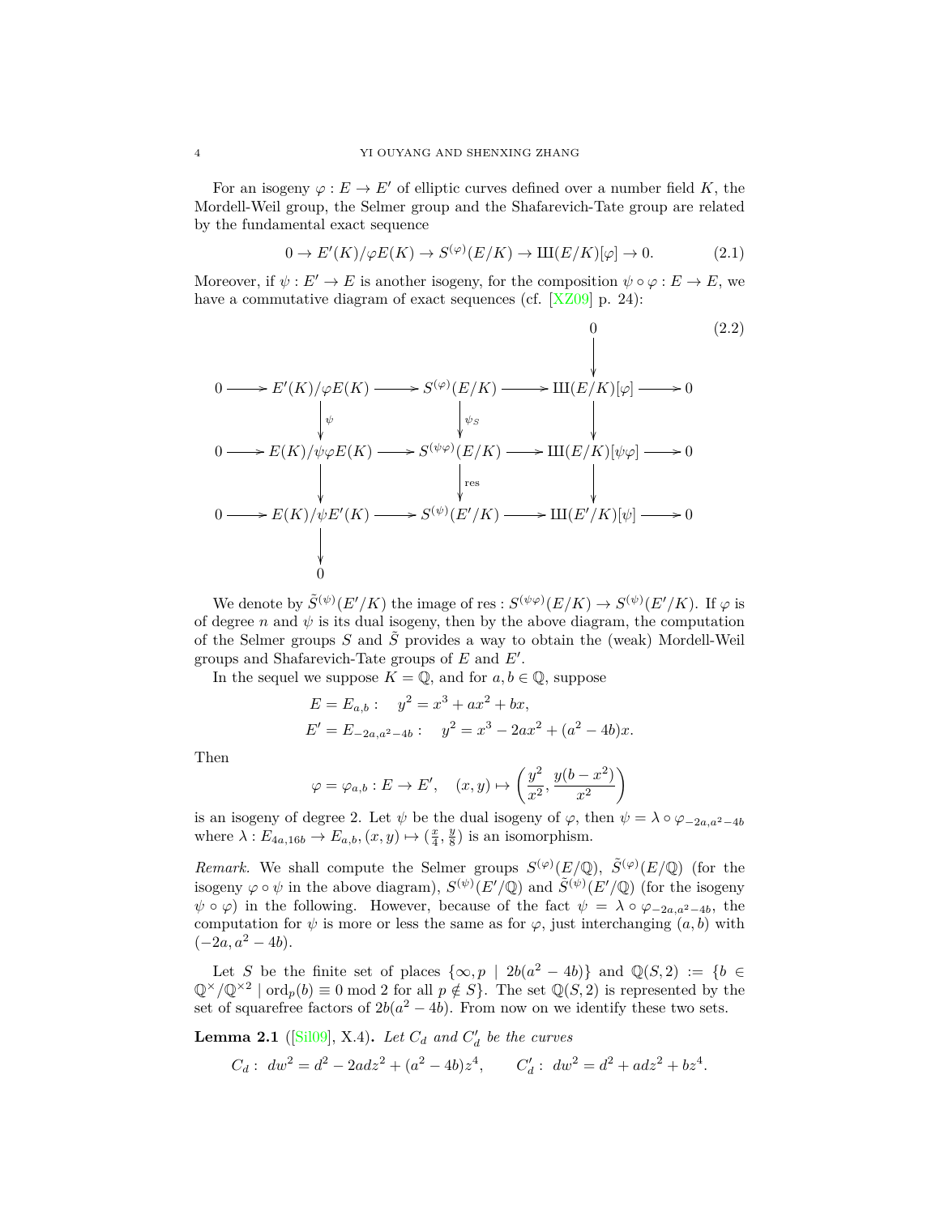For an isogeny $\varphi : E \to E'$ of elliptic curves defined over a number field $K$, the Mordell-Weil group, the Selmer group and the Shafarevich-Tate group are related by the fundamental exact sequence

$$0 \to E'(K)/\varphi E(K) \to S^{(\varphi)}(E/K) \to Ш(E/K)[\varphi] \to 0. \tag{2.1}$$

Moreover, if $\psi : E' \to E$ is another isogeny, for the composition $\psi \circ \varphi : E \to E$, we have a commutative diagram of exact sequences (cf. [XZ09] p. 24):

$$\begin{array}{ccccccccc}
 & & & & & & 0 & & \\
 & & & & & & \downarrow & & \\
0 & \to & E'(K)/\varphi E(K) & \to & S^{(\varphi)}(E/K) & \to & Ш(E/K)[\varphi] & \to & 0 \\
 & & \downarrow \psi & & \downarrow \psi_S & & \downarrow & & \\
0 & \to & E(K)/\psi\varphi E(K) & \to & S^{(\psi\varphi)}(E/K) & \to & Ш(E/K)[\psi\varphi] & \to & 0 \\
 & & \downarrow & & \downarrow \mathrm{res} & & \downarrow & & \\
0 & \to & E(K)/\psi E'(K) & \to & S^{(\psi)}(E'/K) & \to & Ш(E'/K)[\psi] & \to & 0 \\
 & & \downarrow & & & & & & \\
 & & 0 & & & & & &
\end{array} \tag{2.2}$$

We denote by $\tilde{S}^{(\psi)}(E'/K)$ the image of $\mathrm{res} : S^{(\psi\varphi)}(E/K) \to S^{(\psi)}(E'/K)$. If $\varphi$ is of degree $n$ and $\psi$ is its dual isogeny, then by the above diagram, the computation of the Selmer groups $S$ and $\tilde{S}$ provides a way to obtain the (weak) Mordell-Weil groups and Shafarevich-Tate groups of $E$ and $E'$.

In the sequel we suppose $K = \mathbb{Q}$, and for $a, b \in \mathbb{Q}$, suppose

$$\begin{aligned}
E = E_{a,b} : &\quad y^2 = x^3 + ax^2 + bx, \\
E' = E_{-2a, a^2-4b} : &\quad y^2 = x^3 - 2ax^2 + (a^2 - 4b)x.
\end{aligned}$$

Then

$$\varphi = \varphi_{a,b} : E \to E', \quad (x, y) \mapsto \left( \frac{y^2}{x^2}, \frac{y(b - x^2)}{x^2} \right)$$

is an isogeny of degree 2. Let $\psi$ be the dual isogeny of $\varphi$, then $\psi = \lambda \circ \varphi_{-2a, a^2-4b}$ where $\lambda : E_{4a,16b} \to E_{a,b}, (x, y) \mapsto (\frac{x}{4}, \frac{y}{8})$ is an isomorphism.

*Remark.* We shall compute the Selmer groups $S^{(\varphi)}(E/\mathbb{Q})$, $\tilde{S}^{(\varphi)}(E/\mathbb{Q})$ (for the isogeny $\varphi \circ \psi$ in the above diagram), $S^{(\psi)}(E'/\mathbb{Q})$ and $\tilde{S}^{(\psi)}(E'/\mathbb{Q})$ (for the isogeny $\psi \circ \varphi$) in the following. However, because of the fact $\psi = \lambda \circ \varphi_{-2a, a^2-4b}$, the computation for $\psi$ is more or less the same as for $\varphi$, just interchanging $(a, b)$ with $(-2a, a^2 - 4b)$.

Let $S$ be the finite set of places $\{\infty, p \mid 2b(a^2 - 4b)\}$ and $\mathbb{Q}(S, 2) := \{b \in \mathbb{Q}^\times/\mathbb{Q}^{\times 2} \mid \mathrm{ord}_p(b) \equiv 0 \bmod 2 \text{ for all } p \notin S\}$. The set $\mathbb{Q}(S, 2)$ is represented by the set of squarefree factors of $2b(a^2 - 4b)$. From now on we identify these two sets.

**Lemma 2.1** ([Sil09], X.4)**.** *Let $C_d$ and $C'_d$ be the curves*

$$C_d : \ dw^2 = d^2 - 2adz^2 + (a^2 - 4b)z^4, \qquad C'_d : \ dw^2 = d^2 + adz^2 + bz^4.$$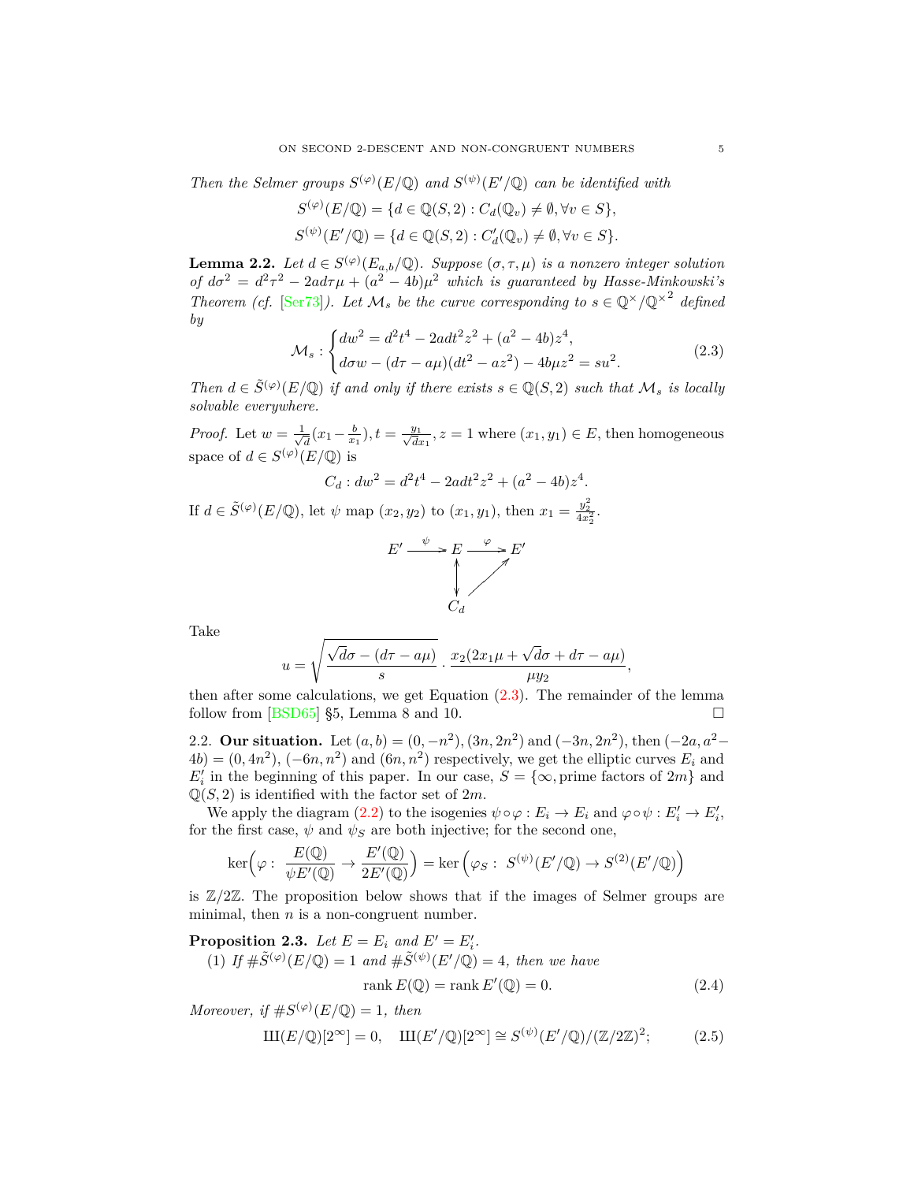*Then the Selmer groups $S^{(\varphi)}(E/\mathbb{Q})$ and $S^{(\psi)}(E'/\mathbb{Q})$ can be identified with*

$$S^{(\varphi)}(E/\mathbb{Q}) = \{d \in \mathbb{Q}(S,2) : C_d(\mathbb{Q}_v) \neq \emptyset, \forall v \in S\},$$
$$S^{(\psi)}(E'/\mathbb{Q}) = \{d \in \mathbb{Q}(S,2) : C'_d(\mathbb{Q}_v) \neq \emptyset, \forall v \in S\}.$$

**Lemma 2.2.** *Let $d \in S^{(\varphi)}(E_{a,b}/\mathbb{Q})$. Suppose $(\sigma, \tau, \mu)$ is a nonzero integer solution of $d\sigma^2 = d^2\tau^2 - 2ad\tau\mu + (a^2-4b)\mu^2$ which is guaranteed by Hasse-Minkowski's Theorem (cf. [Ser73]). Let $\mathcal{M}_s$ be the curve corresponding to $s \in \mathbb{Q}^\times/\mathbb{Q}^{\times 2}$ defined by*

$$\mathcal{M}_s : \begin{cases} dw^2 = d^2t^4 - 2adt^2z^2 + (a^2-4b)z^4, \\ d\sigma w - (d\tau - a\mu)(dt^2 - az^2) - 4b\mu z^2 = su^2. \end{cases} \tag{2.3}$$

*Then $d \in \tilde{S}^{(\varphi)}(E/\mathbb{Q})$ if and only if there exists $s \in \mathbb{Q}(S,2)$ such that $\mathcal{M}_s$ is locally solvable everywhere.*

*Proof.* Let $w = \frac{1}{\sqrt{d}}(x_1 - \frac{b}{x_1}), t = \frac{y_1}{\sqrt{d}x_1}, z = 1$ where $(x_1, y_1) \in E$, then homogeneous space of $d \in S^{(\varphi)}(E/\mathbb{Q})$ is

$$C_d : dw^2 = d^2t^4 - 2adt^2z^2 + (a^2-4b)z^4.$$

If $d \in \tilde{S}^{(\varphi)}(E/\mathbb{Q})$, let $\psi$ map $(x_2, y_2)$ to $(x_1, y_1)$, then $x_1 = \frac{y_2^2}{4x_2^2}$.

$$\begin{array}{ccccc} E' & \xrightarrow{\psi} & E & \xrightarrow{\varphi} & E' \\ & & \updownarrow & \nearrow & \\ & & C_d & & \end{array}$$

Take

$$u = \sqrt{\frac{\sqrt{d}\sigma - (d\tau - a\mu)}{s}} \cdot \frac{x_2(2x_1\mu + \sqrt{d}\sigma + d\tau - a\mu)}{\mu y_2},$$

then after some calculations, we get Equation (2.3). The remainder of the lemma follow from [BSD65] §5, Lemma 8 and 10. □

2.2. **Our situation.** Let $(a,b) = (0, -n^2), (3n, 2n^2)$ and $(-3n, 2n^2)$, then $(-2a, a^2 - 4b) = (0, 4n^2), (-6n, n^2)$ and $(6n, n^2)$ respectively, we get the elliptic curves $E_i$ and $E'_i$ in the beginning of this paper. In our case, $S = \{\infty, \text{prime factors of } 2m\}$ and $\mathbb{Q}(S,2)$ is identified with the factor set of $2m$.

We apply the diagram (2.2) to the isogenies $\psi \circ \varphi : E_i \to E_i$ and $\varphi \circ \psi : E'_i \to E'_i$, for the first case, $\psi$ and $\psi_S$ are both injective; for the second one,

$$\ker\Big(\varphi : \frac{E(\mathbb{Q})}{\psi E'(\mathbb{Q})} \to \frac{E'(\mathbb{Q})}{2E'(\mathbb{Q})}\Big) = \ker\Big(\varphi_S : S^{(\psi)}(E'/\mathbb{Q}) \to S^{(2)}(E'/\mathbb{Q})\Big)$$

is $\mathbb{Z}/2\mathbb{Z}$. The proposition below shows that if the images of Selmer groups are minimal, then $n$ is a non-congruent number.

**Proposition 2.3.** *Let $E = E_i$ and $E' = E'_i$.*

(1) *If $\#\tilde{S}^{(\varphi)}(E/\mathbb{Q}) = 1$ and $\#\tilde{S}^{(\psi)}(E'/\mathbb{Q}) = 4$, then we have*

$$\operatorname{rank} E(\mathbb{Q}) = \operatorname{rank} E'(\mathbb{Q}) = 0. \tag{2.4}$$

*Moreover, if $\#S^{(\varphi)}(E/\mathbb{Q}) = 1$, then*

$$Ш(E/\mathbb{Q})[2^\infty] = 0, \quad Ш(E'/\mathbb{Q})[2^\infty] \cong S^{(\psi)}(E'/\mathbb{Q})/(\mathbb{Z}/2\mathbb{Z})^2; \tag{2.5}$$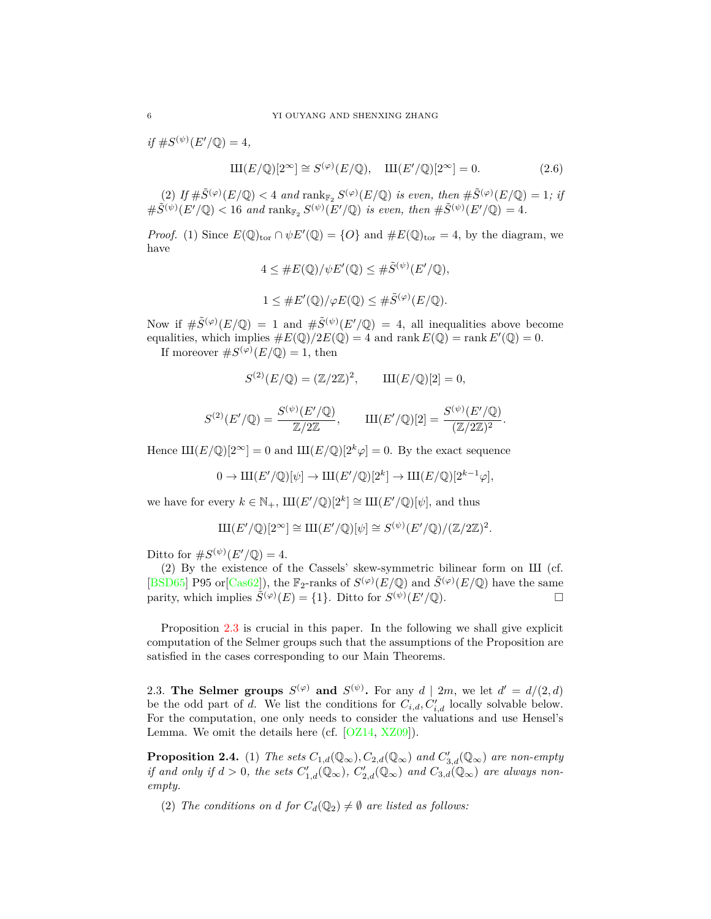*if* $\#S^{(\psi)}(E'/\mathbb{Q}) = 4$,

$$Ш(E/\mathbb{Q})[2^\infty] \cong S^{(\varphi)}(E/\mathbb{Q}), \quad Ш(E'/\mathbb{Q})[2^\infty] = 0. \tag{2.6}$$

(2) *If* $\#\tilde{S}^{(\varphi)}(E/\mathbb{Q}) < 4$ *and* $\mathrm{rank}_{\mathbb{F}_2} S^{(\varphi)}(E/\mathbb{Q})$ *is even, then* $\#\tilde{S}^{(\varphi)}(E/\mathbb{Q}) = 1$*; if* $\#\tilde{S}^{(\psi)}(E'/\mathbb{Q}) < 16$ *and* $\mathrm{rank}_{\mathbb{F}_2} S^{(\psi)}(E'/\mathbb{Q})$ *is even, then* $\#\tilde{S}^{(\psi)}(E'/\mathbb{Q}) = 4$.

*Proof.* (1) Since $E(\mathbb{Q})_{\mathrm{tor}} \cap \psi E'(\mathbb{Q}) = \{O\}$ and $\#E(\mathbb{Q})_{\mathrm{tor}} = 4$, by the diagram, we have

$$4 \le \#E(\mathbb{Q})/\psi E'(\mathbb{Q}) \le \#\tilde{S}^{(\psi)}(E'/\mathbb{Q}),$$

$$1 \le \#E'(\mathbb{Q})/\varphi E(\mathbb{Q}) \le \#\tilde{S}^{(\varphi)}(E/\mathbb{Q}).$$

Now if $\#\tilde{S}^{(\varphi)}(E/\mathbb{Q}) = 1$ and $\#\tilde{S}^{(\psi)}(E'/\mathbb{Q}) = 4$, all inequalities above become equalities, which implies $\#E(\mathbb{Q})/2E(\mathbb{Q}) = 4$ and $\mathrm{rank}\, E(\mathbb{Q}) = \mathrm{rank}\, E'(\mathbb{Q}) = 0$.

If moreover $\#S^{(\varphi)}(E/\mathbb{Q}) = 1$, then

$$S^{(2)}(E/\mathbb{Q}) = (\mathbb{Z}/2\mathbb{Z})^2, \qquad Ш(E/\mathbb{Q})[2] = 0,$$

$$S^{(2)}(E'/\mathbb{Q}) = \frac{S^{(\psi)}(E'/\mathbb{Q})}{\mathbb{Z}/2\mathbb{Z}}, \qquad Ш(E'/\mathbb{Q})[2] = \frac{S^{(\psi)}(E'/\mathbb{Q})}{(\mathbb{Z}/2\mathbb{Z})^2}.$$

Hence $Ш(E/\mathbb{Q})[2^\infty] = 0$ and $Ш(E/\mathbb{Q})[2^k\varphi] = 0$. By the exact sequence

$$0 \to Ш(E'/\mathbb{Q})[\psi] \to Ш(E'/\mathbb{Q})[2^k] \to Ш(E/\mathbb{Q})[2^{k-1}\varphi],$$

we have for every $k \in \mathbb{N}_+$, $Ш(E'/\mathbb{Q})[2^k] \cong Ш(E'/\mathbb{Q})[\psi]$, and thus

$$Ш(E'/\mathbb{Q})[2^\infty] \cong Ш(E'/\mathbb{Q})[\psi] \cong S^{(\psi)}(E'/\mathbb{Q})/(\mathbb{Z}/2\mathbb{Z})^2.$$

Ditto for $\#S^{(\psi)}(E'/\mathbb{Q}) = 4$.

(2) By the existence of the Cassels' skew-symmetric bilinear form on Ш (cf. [BSD65] P95 or[Cas62]), the $\mathbb{F}_2$-ranks of $S^{(\varphi)}(E/\mathbb{Q})$ and $\tilde{S}^{(\varphi)}(E/\mathbb{Q})$ have the same parity, which implies $\tilde{S}^{(\varphi)}(E) = \{1\}$. Ditto for $S^{(\psi)}(E'/\mathbb{Q})$. □

Proposition 2.3 is crucial in this paper. In the following we shall give explicit computation of the Selmer groups such that the assumptions of the Proposition are satisfied in the cases corresponding to our Main Theorems.

### 2.3. The Selmer groups $S^{(\varphi)}$ and $S^{(\psi)}$.

For any $d \mid 2m$, we let $d' = d/(2, d)$ be the odd part of $d$. We list the conditions for $C_{i,d}, C'_{i,d}$ locally solvable below. For the computation, one only needs to consider the valuations and use Hensel's Lemma. We omit the details here (cf. [OZ14, XZ09]).

**Proposition 2.4.** (1) *The sets* $C_{1,d}(\mathbb{Q}_\infty), C_{2,d}(\mathbb{Q}_\infty)$ *and* $C'_{3,d}(\mathbb{Q}_\infty)$ *are non-empty if and only if* $d > 0$*, the sets* $C'_{1,d}(\mathbb{Q}_\infty)$*,* $C'_{2,d}(\mathbb{Q}_\infty)$ *and* $C_{3,d}(\mathbb{Q}_\infty)$ *are always non-empty.*

(2) *The conditions on* $d$ *for* $C_d(\mathbb{Q}_2) \neq \emptyset$ *are listed as follows:*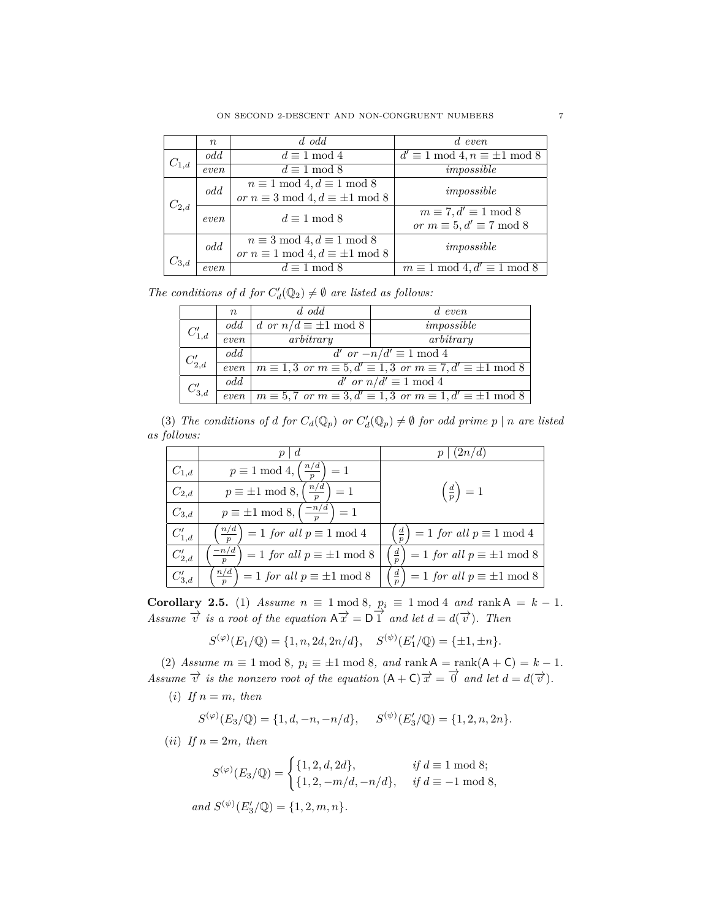|  | $n$ | $d$ *odd* | $d$ *even* |
|---|---|---|---|
| $C_{1,d}$ | *odd* | $d \equiv 1 \bmod 4$ | $d' \equiv 1 \bmod 4, n \equiv \pm 1 \bmod 8$ |
|  | *even* | $d \equiv 1 \bmod 8$ | *impossible* |
| $C_{2,d}$ | *odd* | $n \equiv 1 \bmod 4, d \equiv 1 \bmod 8$ *or* $n \equiv 3 \bmod 4, d \equiv \pm 1 \bmod 8$ | *impossible* |
|  | *even* | $d \equiv 1 \bmod 8$ | $m \equiv 7, d' \equiv 1 \bmod 8$ *or* $m \equiv 5, d' \equiv 7 \bmod 8$ |
| $C_{3,d}$ | *odd* | $n \equiv 3 \bmod 4, d \equiv 1 \bmod 8$ *or* $n \equiv 1 \bmod 4, d \equiv \pm 1 \bmod 8$ | *impossible* |
|  | *even* | $d \equiv 1 \bmod 8$ | $m \equiv 1 \bmod 4, d' \equiv 1 \bmod 8$ |

*The conditions of d for $C'_d(\mathbb{Q}_2) \neq \emptyset$ are listed as follows:*

|  | $n$ | $d$ *odd* | $d$ *even* |
|---|---|---|---|
| $C'_{1,d}$ | *odd* | $d$ *or* $n/d \equiv \pm 1 \bmod 8$ | *impossible* |
|  | *even* | *arbitrary* | *arbitrary* |
| $C'_{2,d}$ | *odd* | $d'$ *or* $-n/d' \equiv 1 \bmod 4$ | |
|  | *even* | $m \equiv 1, 3$ *or* $m \equiv 5, d' \equiv 1, 3$ *or* $m \equiv 7, d' \equiv \pm 1 \bmod 8$ | |
| $C'_{3,d}$ | *odd* | $d'$ *or* $n/d' \equiv 1 \bmod 4$ | |
|  | *even* | $m \equiv 5, 7$ *or* $m \equiv 3, d' \equiv 1, 3$ *or* $m \equiv 1, d' \equiv \pm 1 \bmod 8$ | |

(3) *The conditions of d for $C_d(\mathbb{Q}_p)$ or $C'_d(\mathbb{Q}_p) \neq \emptyset$ for odd prime $p \mid n$ are listed as follows:*

|  | $p \mid d$ | $p \mid (2n/d)$ |
|---|---|---|
| $C_{1,d}$ | $p \equiv 1 \bmod 4, \left(\frac{n/d}{p}\right) = 1$ | $\left(\frac{d}{p}\right) = 1$ |
| $C_{2,d}$ | $p \equiv \pm 1 \bmod 8, \left(\frac{n/d}{p}\right) = 1$ | $\left(\frac{d}{p}\right) = 1$ |
| $C_{3,d}$ | $p \equiv \pm 1 \bmod 8, \left(\frac{-n/d}{p}\right) = 1$ | $\left(\frac{d}{p}\right) = 1$ |
| $C'_{1,d}$ | $\left(\frac{n/d}{p}\right) = 1$ *for all* $p \equiv 1 \bmod 4$ | $\left(\frac{d}{p}\right) = 1$ *for all* $p \equiv 1 \bmod 4$ |
| $C'_{2,d}$ | $\left(\frac{-n/d}{p}\right) = 1$ *for all* $p \equiv \pm 1 \bmod 8$ | $\left(\frac{d}{p}\right) = 1$ *for all* $p \equiv \pm 1 \bmod 8$ |
| $C'_{3,d}$ | $\left(\frac{n/d}{p}\right) = 1$ *for all* $p \equiv \pm 1 \bmod 8$ | $\left(\frac{d}{p}\right) = 1$ *for all* $p \equiv \pm 1 \bmod 8$ |

**Corollary 2.5.** (1) *Assume $n \equiv 1 \bmod 8$, $p_i \equiv 1 \bmod 4$ and $\operatorname{rank} \mathsf{A} = k - 1$. Assume $\overrightarrow{v}$ is a root of the equation $\mathsf{A}\overrightarrow{x} = \mathsf{D}\overrightarrow{1}$ and let $d = d(\overrightarrow{v})$. Then*

$$S^{(\varphi)}(E_1/\mathbb{Q}) = \{1, n, 2d, 2n/d\}, \quad S^{(\psi)}(E'_1/\mathbb{Q}) = \{\pm 1, \pm n\}.$$

(2) *Assume $m \equiv 1 \bmod 8$, $p_i \equiv \pm 1 \bmod 8$, and $\operatorname{rank} \mathsf{A} = \operatorname{rank}(\mathsf{A} + \mathsf{C}) = k - 1$. Assume $\overrightarrow{v}$ is the nonzero root of the equation $(\mathsf{A} + \mathsf{C})\overrightarrow{x} = \overrightarrow{0}$ and let $d = d(\overrightarrow{v})$.*

(*i*) *If $n = m$, then*

$$S^{(\varphi)}(E_3/\mathbb{Q}) = \{1, d, -n, -n/d\}, \quad S^{(\psi)}(E'_3/\mathbb{Q}) = \{1, 2, n, 2n\}.$$

(*ii*) *If $n = 2m$, then*

$$S^{(\varphi)}(E_3/\mathbb{Q}) = \begin{cases} \{1, 2, d, 2d\}, & \text{if } d \equiv 1 \bmod 8; \\ \{1, 2, -m/d, -n/d\}, & \text{if } d \equiv -1 \bmod 8, \end{cases}$$

*and $S^{(\psi)}(E'_3/\mathbb{Q}) = \{1, 2, m, n\}$.*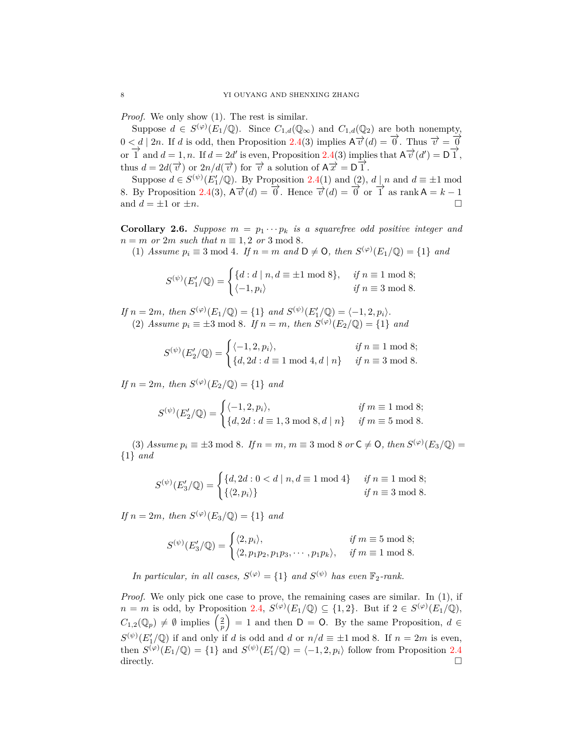*Proof.* We only show (1). The rest is similar.

Suppose $d \in S^{(\varphi)}(E_1/\mathbb{Q})$. Since $C_{1,d}(\mathbb{Q}_\infty)$ and $C_{1,d}(\mathbb{Q}_2)$ are both nonempty, $0 < d \mid 2n$. If $d$ is odd, then Proposition 2.4(3) implies $\mathsf{A}\overrightarrow{v}(d) = \overrightarrow{0}$. Thus $\overrightarrow{v} = \overrightarrow{0}$ or $\overrightarrow{1}$ and $d = 1, n$. If $d = 2d'$ is even, Proposition 2.4(3) implies that $\mathsf{A}\overrightarrow{v}(d') = \mathsf{D}\overrightarrow{1}$, thus $d = 2d(\overrightarrow{v})$ or $2n/d(\overrightarrow{v})$ for $\overrightarrow{v}$ a solution of $\mathsf{A}\overrightarrow{x} = \mathsf{D}\overrightarrow{1}$.

Suppose $d \in S^{(\psi)}(E_1'/\mathbb{Q})$. By Proposition 2.4(1) and (2), $d \mid n$ and $d \equiv \pm 1 \bmod 8$. By Proposition 2.4(3), $\mathsf{A}\overrightarrow{v}(d) = \overrightarrow{0}$. Hence $\overrightarrow{v}(d) = \overrightarrow{0}$ or $\overrightarrow{1}$ as $\operatorname{rank} \mathsf{A} = k - 1$ and $d = \pm 1$ or $\pm n$. $\square$

**Corollary 2.6.** *Suppose $m = p_1 \cdots p_k$ is a squarefree odd positive integer and $n = m$ or $2m$ such that $n \equiv 1, 2$ or $3 \bmod 8$.*

(1) *Assume $p_i \equiv 3 \bmod 4$. If $n = m$ and $\mathsf{D} \neq \mathsf{O}$, then $S^{(\varphi)}(E_1/\mathbb{Q}) = \{1\}$ and*

$$S^{(\psi)}(E_1'/\mathbb{Q}) = \begin{cases} \{d : d \mid n, d \equiv \pm 1 \bmod 8\}, & \text{if } n \equiv 1 \bmod 8; \\ \langle -1, p_i \rangle & \text{if } n \equiv 3 \bmod 8. \end{cases}$$

*If $n = 2m$, then $S^{(\varphi)}(E_1/\mathbb{Q}) = \{1\}$ and $S^{(\psi)}(E_1'/\mathbb{Q}) = \langle -1, 2, p_i \rangle$.*

(2) *Assume $p_i \equiv \pm 3 \bmod 8$. If $n = m$, then $S^{(\varphi)}(E_2/\mathbb{Q}) = \{1\}$ and*

$$S^{(\psi)}(E_2'/\mathbb{Q}) = \begin{cases} \langle -1, 2, p_i \rangle, & \text{if } n \equiv 1 \bmod 8; \\ \{d, 2d : d \equiv 1 \bmod 4, d \mid n\} & \text{if } n \equiv 3 \bmod 8. \end{cases}$$

*If $n = 2m$, then $S^{(\varphi)}(E_2/\mathbb{Q}) = \{1\}$ and*

$$S^{(\psi)}(E_2'/\mathbb{Q}) = \begin{cases} \langle -1, 2, p_i \rangle, & \text{if } m \equiv 1 \bmod 8; \\ \{d, 2d : d \equiv 1, 3 \bmod 8, d \mid n\} & \text{if } m \equiv 5 \bmod 8. \end{cases}$$

(3) *Assume $p_i \equiv \pm 3 \bmod 8$. If $n = m$, $m \equiv 3 \bmod 8$ or $\mathsf{C} \neq \mathsf{O}$, then $S^{(\varphi)}(E_3/\mathbb{Q}) = \{1\}$ and*

$$S^{(\psi)}(E_3'/\mathbb{Q}) = \begin{cases} \{d, 2d : 0 < d \mid n, d \equiv 1 \bmod 4\} & \text{if } n \equiv 1 \bmod 8; \\ \{\langle 2, p_i \rangle\} & \text{if } n \equiv 3 \bmod 8. \end{cases}$$

*If $n = 2m$, then $S^{(\varphi)}(E_3/\mathbb{Q}) = \{1\}$ and*

$$S^{(\psi)}(E_3'/\mathbb{Q}) = \begin{cases} \langle 2, p_i \rangle, & \text{if } m \equiv 5 \bmod 8; \\ \langle 2, p_1p_2, p_1p_3, \cdots, p_1p_k \rangle, & \text{if } m \equiv 1 \bmod 8. \end{cases}$$

*In particular, in all cases, $S^{(\varphi)} = \{1\}$ and $S^{(\psi)}$ has even $\mathbb{F}_2$-rank.*

*Proof.* We only pick one case to prove, the remaining cases are similar. In (1), if $n = m$ is odd, by Proposition 2.4, $S^{(\varphi)}(E_1/\mathbb{Q}) \subseteq \{1, 2\}$. But if $2 \in S^{(\varphi)}(E_1/\mathbb{Q})$, $C_{1,2}(\mathbb{Q}_p) \neq \emptyset$ implies $\left(\frac{2}{p}\right) = 1$ and then $\mathsf{D} = \mathsf{O}$. By the same Proposition, $d \in S^{(\psi)}(E_1'/\mathbb{Q})$ if and only if $d$ is odd and $d$ or $n/d \equiv \pm 1 \bmod 8$. If $n = 2m$ is even, then $S^{(\varphi)}(E_1/\mathbb{Q}) = \{1\}$ and $S^{(\psi)}(E_1'/\mathbb{Q}) = \langle -1, 2, p_i \rangle$ follow from Proposition 2.4 directly. $\square$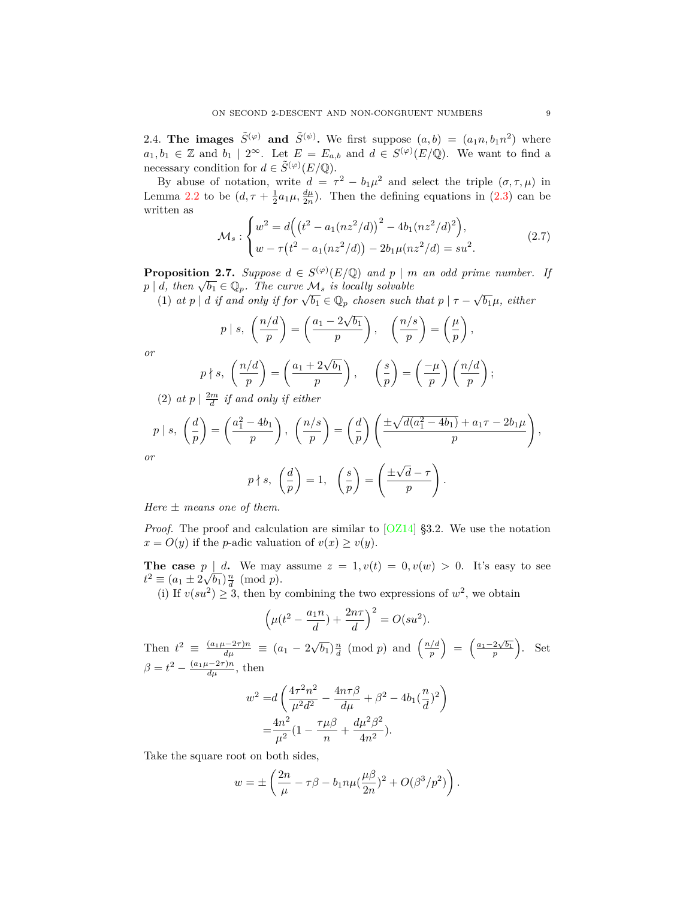2.4. **The images $\tilde{S}^{(\varphi)}$ and $\tilde{S}^{(\psi)}$.** We first suppose $(a,b) = (a_1 n, b_1 n^2)$ where $a_1, b_1 \in \mathbb{Z}$ and $b_1 \mid 2^\infty$. Let $E = E_{a,b}$ and $d \in S^{(\varphi)}(E/\mathbb{Q})$. We want to find a necessary condition for $d \in \tilde{S}^{(\varphi)}(E/\mathbb{Q})$.

By abuse of notation, write $d = \tau^2 - b_1\mu^2$ and select the triple $(\sigma, \tau, \mu)$ in Lemma 2.2 to be $(d, \tau + \frac{1}{2}a_1\mu, \frac{d\mu}{2n})$. Then the defining equations in (2.3) can be written as

$$\mathcal{M}_s : \begin{cases} w^2 = d\Big(\big(t^2 - a_1(nz^2/d)\big)^2 - 4b_1(nz^2/d)^2\Big), \\ w - \tau\big(t^2 - a_1(nz^2/d)\big) - 2b_1\mu(nz^2/d) = su^2. \end{cases} \tag{2.7}$$

**Proposition 2.7.** *Suppose $d \in S^{(\varphi)}(E/\mathbb{Q})$ and $p \mid m$ an odd prime number. If $p \mid d$, then $\sqrt{b_1} \in \mathbb{Q}_p$. The curve $\mathcal{M}_s$ is locally solvable*

(1) *at $p \mid d$ if and only if for $\sqrt{b_1} \in \mathbb{Q}_p$ chosen such that $p \mid \tau - \sqrt{b_1}\mu$, either*

$$p \mid s, \ \left(\frac{n/d}{p}\right) = \left(\frac{a_1 - 2\sqrt{b_1}}{p}\right), \quad \left(\frac{n/s}{p}\right) = \left(\frac{\mu}{p}\right),$$

*or*

$$p \nmid s, \ \left(\frac{n/d}{p}\right) = \left(\frac{a_1 + 2\sqrt{b_1}}{p}\right), \quad \left(\frac{s}{p}\right) = \left(\frac{-\mu}{p}\right)\left(\frac{n/d}{p}\right);$$

(2) *at $p \mid \frac{2m}{d}$ if and only if either*

$$p \mid s, \ \left(\frac{d}{p}\right) = \left(\frac{a_1^2 - 4b_1}{p}\right), \ \left(\frac{n/s}{p}\right) = \left(\frac{d}{p}\right)\left(\frac{\pm\sqrt{d(a_1^2 - 4b_1)} + a_1\tau - 2b_1\mu}{p}\right),$$

*or*

$$p \nmid s, \ \left(\frac{d}{p}\right) = 1, \quad \left(\frac{s}{p}\right) = \left(\frac{\pm\sqrt{d} - \tau}{p}\right).$$

*Here $\pm$ means one of them.*

*Proof.* The proof and calculation are similar to [OZ14] §3.2. We use the notation $x = O(y)$ if the $p$-adic valuation of $v(x) \geq v(y)$.

**The case $p \mid d$.** We may assume $z = 1, v(t) = 0, v(w) > 0$. It's easy to see $t^2 \equiv (a_1 \pm 2\sqrt{b_1})\frac{n}{d} \pmod p$.

(i) If $v(su^2) \geq 3$, then by combining the two expressions of $w^2$, we obtain

$$\left(\mu(t^2 - \frac{a_1 n}{d}) + \frac{2n\tau}{d}\right)^2 = O(su^2).$$

Then $t^2 \equiv \frac{(a_1\mu - 2\tau)n}{d\mu} \equiv (a_1 - 2\sqrt{b_1})\frac{n}{d} \pmod p$ and $\left(\frac{n/d}{p}\right) = \left(\frac{a_1 - 2\sqrt{b_1}}{p}\right)$. Set $\beta = t^2 - \frac{(a_1\mu - 2\tau)n}{d\mu}$, then

$$\begin{aligned} w^2 =& d\left(\frac{4\tau^2 n^2}{\mu^2 d^2} - \frac{4n\tau\beta}{d\mu} + \beta^2 - 4b_1(\frac{n}{d})^2\right) \\ =& \frac{4n^2}{\mu^2}(1 - \frac{\tau\mu\beta}{n} + \frac{d\mu^2\beta^2}{4n^2}). \end{aligned}$$

Take the square root on both sides,

$$w = \pm\left(\frac{2n}{\mu} - \tau\beta - b_1 n\mu(\frac{\mu\beta}{2n})^2 + O(\beta^3/p^2)\right).$$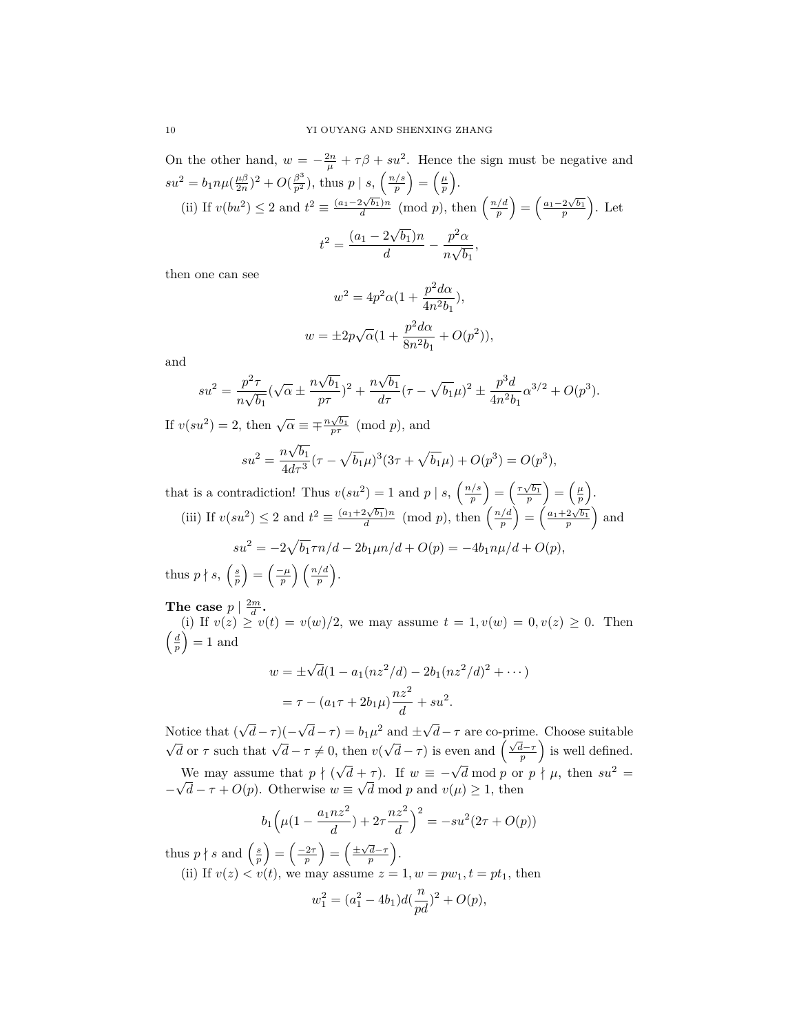On the other hand, $w = -\frac{2n}{\mu} + \tau\beta + su^2$. Hence the sign must be negative and $su^2 = b_1 n\mu(\frac{\mu\beta}{2n})^2 + O(\frac{\beta^3}{p^2})$, thus $p \mid s$, $\left(\frac{n/s}{p}\right) = \left(\frac{\mu}{p}\right)$.

(ii) If $v(bu^2) \le 2$ and $t^2 \equiv \frac{(a_1 - 2\sqrt{b_1})n}{d} \pmod p$, then $\left(\frac{n/d}{p}\right) = \left(\frac{a_1 - 2\sqrt{b_1}}{p}\right)$. Let

$$t^2 = \frac{(a_1 - 2\sqrt{b_1})n}{d} - \frac{p^2\alpha}{n\sqrt{b_1}},$$

then one can see

$$w^2 = 4p^2\alpha(1 + \frac{p^2 d\alpha}{4n^2 b_1}),$$

$$w = \pm 2p\sqrt{\alpha}(1 + \frac{p^2 d\alpha}{8n^2 b_1} + O(p^2)),$$

and

$$su^2 = \frac{p^2\tau}{n\sqrt{b_1}}(\sqrt{\alpha} \pm \frac{n\sqrt{b_1}}{p\tau})^2 + \frac{n\sqrt{b_1}}{d\tau}(\tau - \sqrt{b_1}\mu)^2 \pm \frac{p^3 d}{4n^2 b_1}\alpha^{3/2} + O(p^3).$$

If $v(su^2) = 2$, then $\sqrt{\alpha} \equiv \mp\frac{n\sqrt{b_1}}{p\tau} \pmod p$, and

$$su^2 = \frac{n\sqrt{b_1}}{4d\tau^3}(\tau - \sqrt{b_1}\mu)^3(3\tau + \sqrt{b_1}\mu) + O(p^3) = O(p^3),$$

that is a contradiction! Thus $v(su^2) = 1$ and $p \mid s$, $\left(\frac{n/s}{p}\right) = \left(\frac{\tau\sqrt{b_1}}{p}\right) = \left(\frac{\mu}{p}\right)$.

(iii) If $v(su^2) \le 2$ and $t^2 \equiv \frac{(a_1 + 2\sqrt{b_1})n}{d} \pmod p$, then $\left(\frac{n/d}{p}\right) = \left(\frac{a_1 + 2\sqrt{b_1}}{p}\right)$ and

$$su^2 = -2\sqrt{b_1}\tau n/d - 2b_1\mu n/d + O(p) = -4b_1 n\mu/d + O(p),$$

thus $p \nmid s$, $\left(\frac{s}{p}\right) = \left(\frac{-\mu}{p}\right)\left(\frac{n/d}{p}\right)$.

**The case $p \mid \frac{2m}{d}$.**

(i) If $v(z) \ge v(t) = v(w)/2$, we may assume $t = 1, v(w) = 0, v(z) \ge 0$. Then $\left(\frac{d}{p}\right) = 1$ and

$$\begin{aligned} w &= \pm\sqrt{d}(1 - a_1(nz^2/d) - 2b_1(nz^2/d)^2 + \cdots) \\ &= \tau - (a_1\tau + 2b_1\mu)\frac{nz^2}{d} + su^2. \end{aligned}$$

Notice that $(\sqrt{d} - \tau)(-\sqrt{d} - \tau) = b_1\mu^2$ and $\pm\sqrt{d} - \tau$ are co-prime. Choose suitable $\sqrt{d}$ or $\tau$ such that $\sqrt{d} - \tau \ne 0$, then $v(\sqrt{d} - \tau)$ is even and $\left(\frac{\sqrt{d}-\tau}{p}\right)$ is well defined.

We may assume that $p \nmid (\sqrt{d} + \tau)$. If $w \equiv -\sqrt{d} \bmod p$ or $p \nmid \mu$, then $su^2 = -\sqrt{d} - \tau + O(p)$. Otherwise $w \equiv \sqrt{d} \bmod p$ and $v(\mu) \ge 1$, then

$$b_1\Big(\mu(1 - \frac{a_1 nz^2}{d}) + 2\tau\frac{nz^2}{d}\Big)^2 = -su^2(2\tau + O(p))$$

thus $p \nmid s$ and $\left(\frac{s}{p}\right) = \left(\frac{-2\tau}{p}\right) = \left(\frac{\pm\sqrt{d}-\tau}{p}\right)$.

(ii) If $v(z) < v(t)$, we may assume $z = 1, w = pw_1, t = pt_1$, then

$$w_1^2 = (a_1^2 - 4b_1)d(\frac{n}{pd})^2 + O(p),$$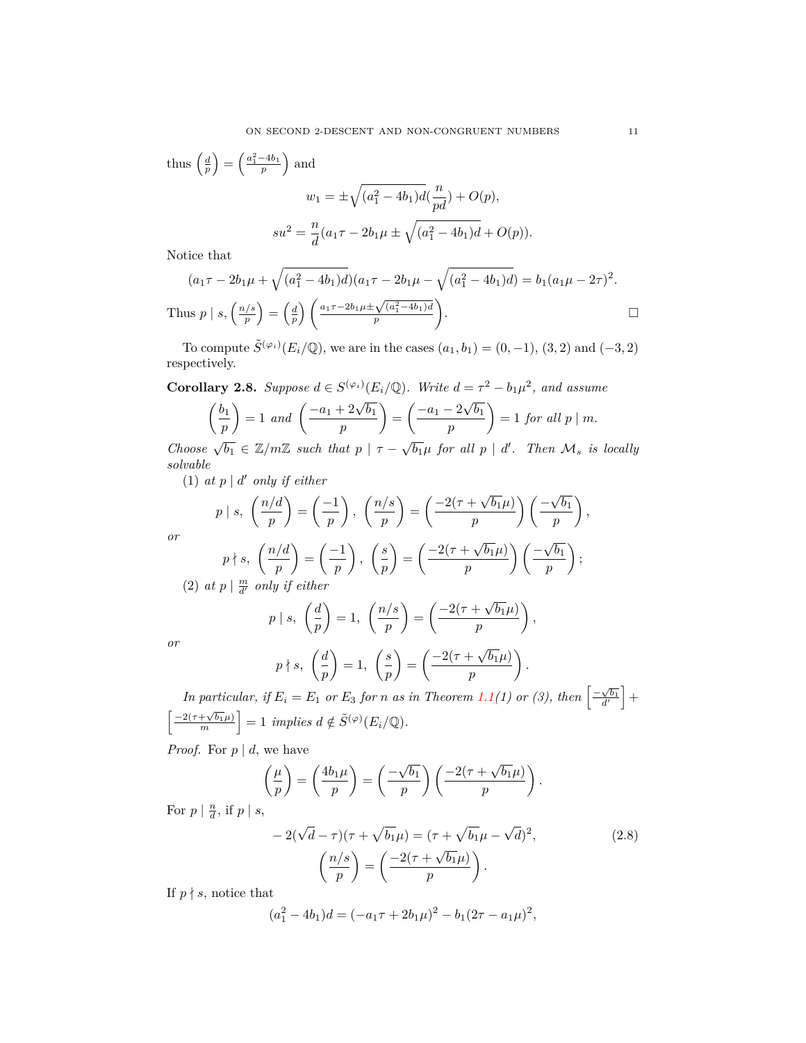thus $\left(\frac{d}{p}\right) = \left(\frac{a_1^2-4b_1}{p}\right)$ and

$$w_1 = \pm\sqrt{(a_1^2-4b_1)d}\left(\frac{n}{pd}\right) + O(p),$$

$$su^2 = \frac{n}{d}(a_1\tau - 2b_1\mu \pm \sqrt{(a_1^2-4b_1)d} + O(p)).$$

Notice that

$$(a_1\tau - 2b_1\mu + \sqrt{(a_1^2-4b_1)d})(a_1\tau - 2b_1\mu - \sqrt{(a_1^2-4b_1)d}) = b_1(a_1\mu - 2\tau)^2.$$

Thus $p \mid s$, $\left(\frac{n/s}{p}\right) = \left(\frac{d}{p}\right)\left(\frac{a_1\tau - 2b_1\mu \pm \sqrt{(a_1^2-4b_1)d}}{p}\right)$. $\square$

To compute $\tilde{S}^{(\varphi_i)}(E_i/\mathbb{Q})$, we are in the cases $(a_1, b_1) = (0, -1)$, $(3, 2)$ and $(-3, 2)$ respectively.

**Corollary 2.8.** *Suppose $d \in S^{(\varphi_i)}(E_i/\mathbb{Q})$. Write $d = \tau^2 - b_1\mu^2$, and assume*

$$\left(\frac{b_1}{p}\right) = 1 \text{ and } \left(\frac{-a_1 + 2\sqrt{b_1}}{p}\right) = \left(\frac{-a_1 - 2\sqrt{b_1}}{p}\right) = 1 \text{ for all } p \mid m.$$

*Choose $\sqrt{b_1} \in \mathbb{Z}/m\mathbb{Z}$ such that $p \mid \tau - \sqrt{b_1}\mu$ for all $p \mid d'$. Then $\mathcal{M}_s$ is locally solvable*

(1) *at $p \mid d'$ only if either*

$$p \mid s,\ \left(\frac{n/d}{p}\right) = \left(\frac{-1}{p}\right),\ \left(\frac{n/s}{p}\right) = \left(\frac{-2(\tau + \sqrt{b_1}\mu)}{p}\right)\left(\frac{-\sqrt{b_1}}{p}\right),$$

*or*

$$p \nmid s,\ \left(\frac{n/d}{p}\right) = \left(\frac{-1}{p}\right),\ \left(\frac{s}{p}\right) = \left(\frac{-2(\tau + \sqrt{b_1}\mu)}{p}\right)\left(\frac{-\sqrt{b_1}}{p}\right);$$

(2) *at $p \mid \frac{m}{d'}$ only if either*

$$p \mid s,\ \left(\frac{d}{p}\right) = 1,\ \left(\frac{n/s}{p}\right) = \left(\frac{-2(\tau + \sqrt{b_1}\mu)}{p}\right),$$

*or*

$$p \nmid s,\ \left(\frac{d}{p}\right) = 1,\ \left(\frac{s}{p}\right) = \left(\frac{-2(\tau + \sqrt{b_1}\mu)}{p}\right).$$

*In particular, if $E_i = E_1$ or $E_3$ for $n$ as in Theorem 1.1(1) or (3), then $\left[\frac{-\sqrt{b_1}}{d'}\right] + \left[\frac{-2(\tau + \sqrt{b_1}\mu)}{m}\right] = 1$ implies $d \notin \tilde{S}^{(\varphi)}(E_i/\mathbb{Q})$.*

*Proof.* For $p \mid d$, we have

$$\left(\frac{\mu}{p}\right) = \left(\frac{4b_1\mu}{p}\right) = \left(\frac{-\sqrt{b_1}}{p}\right)\left(\frac{-2(\tau + \sqrt{b_1}\mu)}{p}\right).$$

For $p \mid \frac{n}{d}$, if $p \mid s$,

$$-2(\sqrt{d} - \tau)(\tau + \sqrt{b_1}\mu) = (\tau + \sqrt{b_1}\mu - \sqrt{d})^2, \tag{2.8}$$

$$\left(\frac{n/s}{p}\right) = \left(\frac{-2(\tau + \sqrt{b_1}\mu)}{p}\right).$$

If $p \nmid s$, notice that

$$(a_1^2 - 4b_1)d = (-a_1\tau + 2b_1\mu)^2 - b_1(2\tau - a_1\mu)^2,$$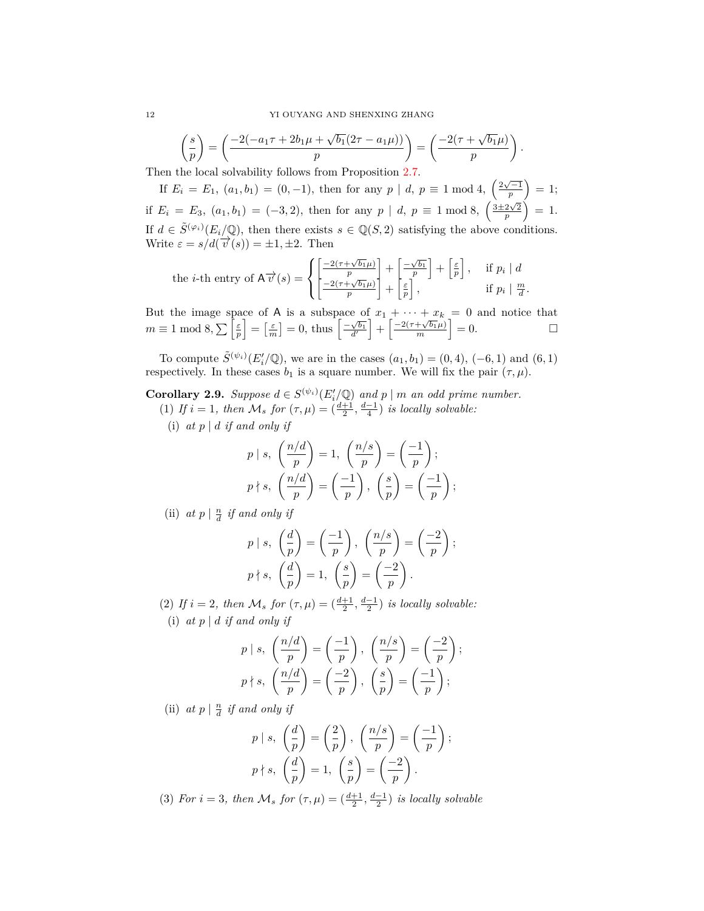$$\left(\frac{s}{p}\right) = \left(\frac{-2(-a_1\tau + 2b_1\mu + \sqrt{b_1}(2\tau - a_1\mu))}{p}\right) = \left(\frac{-2(\tau + \sqrt{b_1}\mu)}{p}\right).$$

Then the local solvability follows from Proposition 2.7.

If $E_i = E_1$, $(a_1, b_1) = (0, -1)$, then for any $p \mid d$, $p \equiv 1 \bmod 4$, $\left(\frac{2\sqrt{-1}}{p}\right) = 1$; if $E_i = E_3$, $(a_1, b_1) = (-3, 2)$, then for any $p \mid d$, $p \equiv 1 \bmod 8$, $\left(\frac{3\pm 2\sqrt{2}}{p}\right) = 1$. If $d \in \tilde{S}^{(\varphi_i)}(E_i/\mathbb{Q})$, then there exists $s \in \mathbb{Q}(S, 2)$ satisfying the above conditions. Write $\varepsilon = s/d(\overrightarrow{v}(s)) = \pm 1, \pm 2$. Then

$$\text{the } i\text{-th entry of } \mathsf{A}\overrightarrow{v}(s) = \begin{cases} \left[\frac{-2(\tau+\sqrt{b_1}\mu)}{p}\right] + \left[\frac{-\sqrt{b_1}}{p}\right] + \left[\frac{\varepsilon}{p}\right], & \text{if } p_i \mid d \\ \left[\frac{-2(\tau+\sqrt{b_1}\mu)}{p}\right] + \left[\frac{\varepsilon}{p}\right], & \text{if } p_i \mid \frac{m}{d}. \end{cases}$$

But the image space of $\mathsf{A}$ is a subspace of $x_1 + \cdots + x_k = 0$ and notice that $m \equiv 1 \bmod 8$, $\sum \left[\frac{\varepsilon}{p}\right] = \left[\frac{\varepsilon}{m}\right] = 0$, thus $\left[\frac{-\sqrt{b_1}}{d'}\right] + \left[\frac{-2(\tau+\sqrt{b_1}\mu)}{m}\right] = 0$. □

To compute $\tilde{S}^{(\psi_i)}(E_i'/\mathbb{Q})$, we are in the cases $(a_1, b_1) = (0, 4)$, $(-6, 1)$ and $(6, 1)$ respectively. In these cases $b_1$ is a square number. We will fix the pair $(\tau, \mu)$.

**Corollary 2.9.** *Suppose $d \in S^{(\psi_i)}(E_i'/\mathbb{Q})$ and $p \mid m$ an odd prime number.*

(1) *If $i = 1$, then $\mathcal{M}_s$ for $(\tau, \mu) = (\frac{d+1}{2}, \frac{d-1}{4})$ is locally solvable:*

(i) *at $p \mid d$ if and only if*

$$p \mid s,\ \left(\frac{n/d}{p}\right) = 1,\ \left(\frac{n/s}{p}\right) = \left(\frac{-1}{p}\right);$$
$$p \nmid s,\ \left(\frac{n/d}{p}\right) = \left(\frac{-1}{p}\right),\ \left(\frac{s}{p}\right) = \left(\frac{-1}{p}\right);$$

(ii) *at $p \mid \frac{n}{d}$ if and only if*

$$p \mid s,\ \left(\frac{d}{p}\right) = \left(\frac{-1}{p}\right),\ \left(\frac{n/s}{p}\right) = \left(\frac{-2}{p}\right);$$
$$p \nmid s,\ \left(\frac{d}{p}\right) = 1,\ \left(\frac{s}{p}\right) = \left(\frac{-2}{p}\right).$$

(2) *If $i = 2$, then $\mathcal{M}_s$ for $(\tau, \mu) = (\frac{d+1}{2}, \frac{d-1}{2})$ is locally solvable:*

(i) *at $p \mid d$ if and only if*

$$p \mid s,\ \left(\frac{n/d}{p}\right) = \left(\frac{-1}{p}\right),\ \left(\frac{n/s}{p}\right) = \left(\frac{-2}{p}\right);$$
$$p \nmid s,\ \left(\frac{n/d}{p}\right) = \left(\frac{-2}{p}\right),\ \left(\frac{s}{p}\right) = \left(\frac{-1}{p}\right);$$

(ii) *at $p \mid \frac{n}{d}$ if and only if*

$$p \mid s,\ \left(\frac{d}{p}\right) = \left(\frac{2}{p}\right),\ \left(\frac{n/s}{p}\right) = \left(\frac{-1}{p}\right);$$
$$p \nmid s,\ \left(\frac{d}{p}\right) = 1,\ \left(\frac{s}{p}\right) = \left(\frac{-2}{p}\right).$$

(3) *For $i = 3$, then $\mathcal{M}_s$ for $(\tau, \mu) = (\frac{d+1}{2}, \frac{d-1}{2})$ is locally solvable*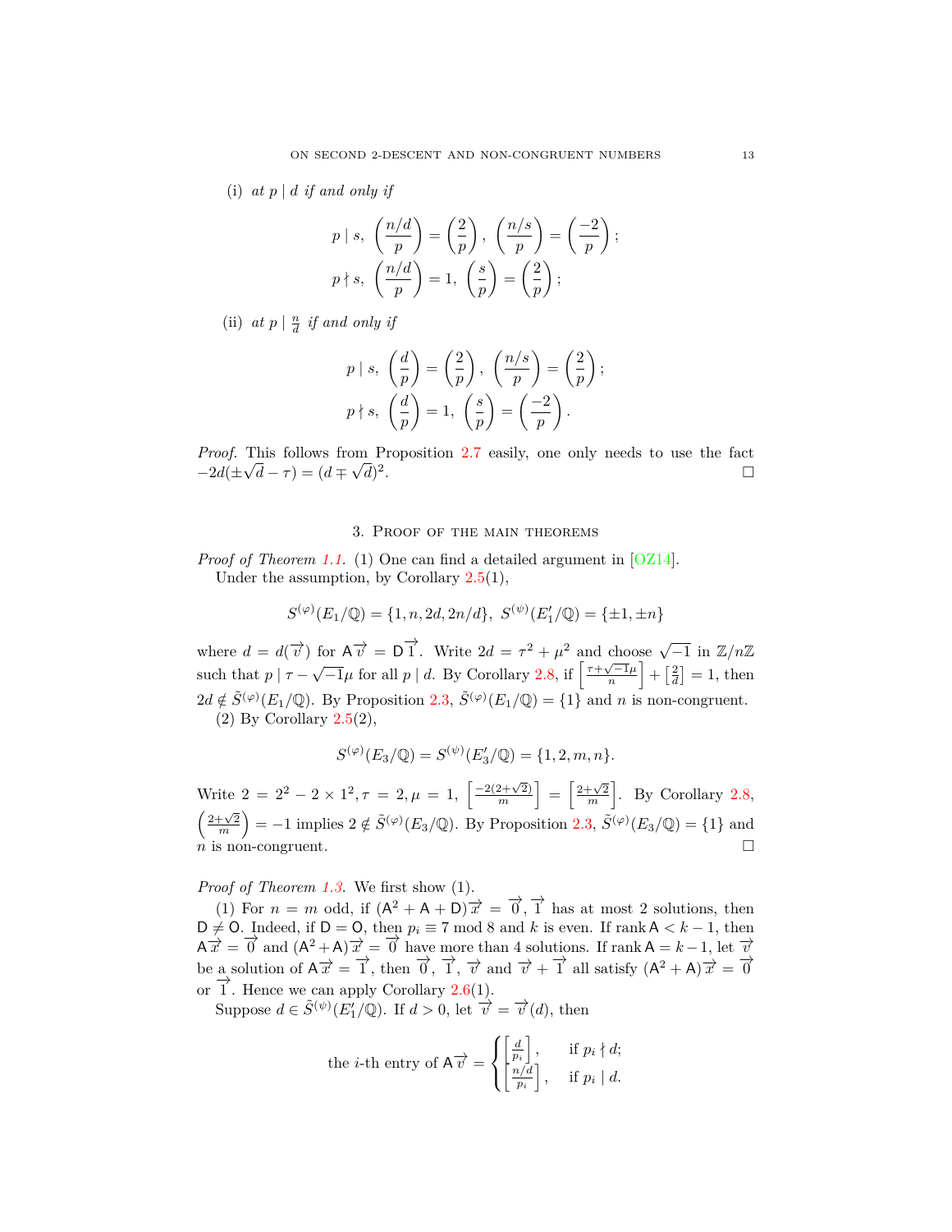(i) *at $p \mid d$ if and only if*

$$p \mid s,\ \left(\frac{n/d}{p}\right) = \left(\frac{2}{p}\right),\ \left(\frac{n/s}{p}\right) = \left(\frac{-2}{p}\right);$$
$$p \nmid s,\ \left(\frac{n/d}{p}\right) = 1,\ \left(\frac{s}{p}\right) = \left(\frac{2}{p}\right);$$

(ii) *at $p \mid \frac{n}{d}$ if and only if*

$$p \mid s,\ \left(\frac{d}{p}\right) = \left(\frac{2}{p}\right),\ \left(\frac{n/s}{p}\right) = \left(\frac{2}{p}\right);$$
$$p \nmid s,\ \left(\frac{d}{p}\right) = 1,\ \left(\frac{s}{p}\right) = \left(\frac{-2}{p}\right).$$

*Proof.* This follows from Proposition 2.7 easily, one only needs to use the fact $-2d(\pm\sqrt{d} - \tau) = (d \mp \sqrt{d})^2$. □

## 3. Proof of the main theorems

*Proof of Theorem 1.1.* (1) One can find a detailed argument in [OZ14].

Under the assumption, by Corollary 2.5(1),

$$S^{(\varphi)}(E_1/\mathbb{Q}) = \{1, n, 2d, 2n/d\},\ S^{(\psi)}(E_1'/\mathbb{Q}) = \{\pm 1, \pm n\}$$

where $d = d(\overrightarrow{v})$ for $\mathsf{A}\overrightarrow{v} = \mathsf{D}\overrightarrow{1}$. Write $2d = \tau^2 + \mu^2$ and choose $\sqrt{-1}$ in $\mathbb{Z}/n\mathbb{Z}$ such that $p \mid \tau - \sqrt{-1}\mu$ for all $p \mid d$. By Corollary 2.8, if $\left[\frac{\tau+\sqrt{-1}\mu}{n}\right] + \left[\frac{2}{d}\right] = 1$, then $2d \notin \tilde{S}^{(\varphi)}(E_1/\mathbb{Q})$. By Proposition 2.3, $\tilde{S}^{(\varphi)}(E_1/\mathbb{Q}) = \{1\}$ and $n$ is non-congruent.

(2) By Corollary 2.5(2),

$$S^{(\varphi)}(E_3/\mathbb{Q}) = S^{(\psi)}(E_3'/\mathbb{Q}) = \{1, 2, m, n\}.$$

Write $2 = 2^2 - 2 \times 1^2, \tau = 2, \mu = 1$, $\left[\frac{-2(2+\sqrt{2})}{m}\right] = \left[\frac{2+\sqrt{2}}{m}\right]$. By Corollary 2.8, $\left(\frac{2+\sqrt{2}}{m}\right) = -1$ implies $2 \notin \tilde{S}^{(\varphi)}(E_3/\mathbb{Q})$. By Proposition 2.3, $\tilde{S}^{(\varphi)}(E_3/\mathbb{Q}) = \{1\}$ and $n$ is non-congruent. □

*Proof of Theorem 1.3.* We first show (1).

(1) For $n = m$ odd, if $(\mathsf{A}^2 + \mathsf{A} + \mathsf{D})\overrightarrow{x} = \overrightarrow{0}, \overrightarrow{1}$ has at most 2 solutions, then $\mathsf{D} \neq \mathsf{O}$. Indeed, if $\mathsf{D} = \mathsf{O}$, then $p_i \equiv 7 \bmod 8$ and $k$ is even. If $\operatorname{rank} \mathsf{A} < k - 1$, then $\mathsf{A}\overrightarrow{x} = \overrightarrow{0}$ and $(\mathsf{A}^2 + \mathsf{A})\overrightarrow{x} = \overrightarrow{0}$ have more than 4 solutions. If $\operatorname{rank} \mathsf{A} = k - 1$, let $\overrightarrow{v}$ be a solution of $\mathsf{A}\overrightarrow{x} = \overrightarrow{1}$, then $\overrightarrow{0}$, $\overrightarrow{1}$, $\overrightarrow{v}$ and $\overrightarrow{v} + \overrightarrow{1}$ all satisfy $(\mathsf{A}^2 + \mathsf{A})\overrightarrow{x} = \overrightarrow{0}$ or $\overrightarrow{1}$. Hence we can apply Corollary 2.6(1).

Suppose $d \in \tilde{S}^{(\psi)}(E_1'/\mathbb{Q})$. If $d > 0$, let $\overrightarrow{v} = \overrightarrow{v}(d)$, then

$$\text{the } i\text{-th entry of } \mathsf{A}\overrightarrow{v} = \begin{cases} \left[\frac{d}{p_i}\right], & \text{if } p_i \nmid d; \\ \left[\frac{n/d}{p_i}\right], & \text{if } p_i \mid d. \end{cases}$$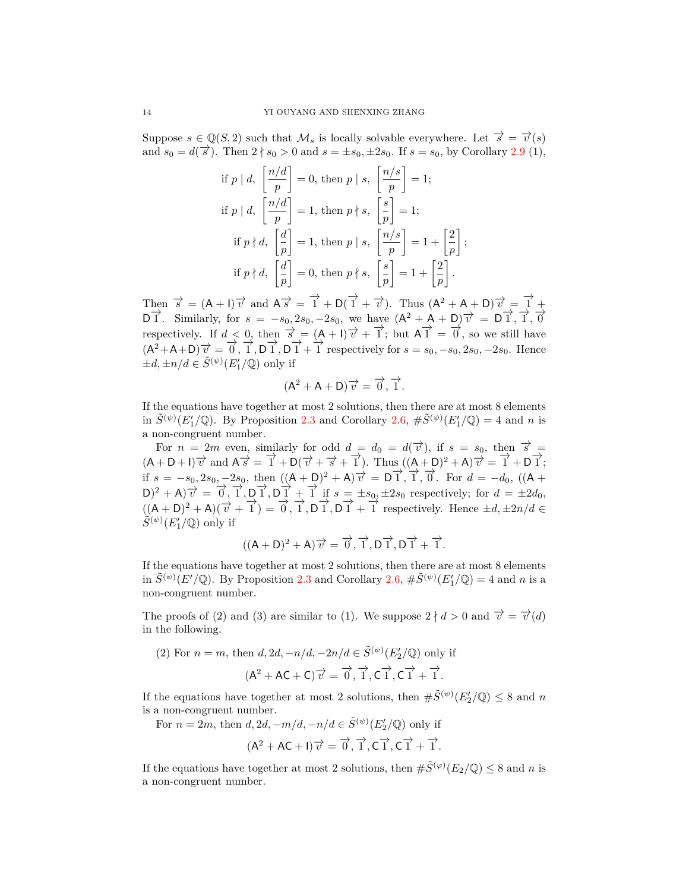Suppose $s \in \mathbb{Q}(S,2)$ such that $\mathcal{M}_s$ is locally solvable everywhere. Let $\overrightarrow{s} = \overrightarrow{v}(s)$ and $s_0 = d(\overrightarrow{s})$. Then $2 \nmid s_0 > 0$ and $s = \pm s_0, \pm 2s_0$. If $s = s_0$, by Corollary 2.9 (1),

$$
\begin{aligned}
&\text{if } p \mid d,\ \left[\frac{n/d}{p}\right] = 0, \text{ then } p \mid s,\ \left[\frac{n/s}{p}\right] = 1;\\
&\text{if } p \mid d,\ \left[\frac{n/d}{p}\right] = 1, \text{ then } p \nmid s,\ \left[\frac{s}{p}\right] = 1;\\
&\text{if } p \nmid d,\ \left[\frac{d}{p}\right] = 1, \text{ then } p \mid s,\ \left[\frac{n/s}{p}\right] = 1 + \left[\frac{2}{p}\right];\\
&\text{if } p \nmid d,\ \left[\frac{d}{p}\right] = 0, \text{ then } p \nmid s,\ \left[\frac{s}{p}\right] = 1 + \left[\frac{2}{p}\right].
\end{aligned}
$$

Then $\overrightarrow{s} = (\mathsf{A}+\mathsf{I})\overrightarrow{v}$ and $\mathsf{A}\overrightarrow{s} = \overrightarrow{1} + \mathsf{D}(\overrightarrow{1} + \overrightarrow{v})$. Thus $(\mathsf{A}^2+\mathsf{A}+\mathsf{D})\overrightarrow{v} = \overrightarrow{1} + \mathsf{D}\overrightarrow{1}$. Similarly, for $s = -s_0, 2s_0, -2s_0$, we have $(\mathsf{A}^2+\mathsf{A}+\mathsf{D})\overrightarrow{v} = \mathsf{D}\overrightarrow{1}, \overrightarrow{1}, \overrightarrow{0}$ respectively. If $d<0$, then $\overrightarrow{s} = (\mathsf{A}+\mathsf{I})\overrightarrow{v} + \overrightarrow{1}$; but $\mathsf{A}\overrightarrow{1} = \overrightarrow{0}$, so we still have $(\mathsf{A}^2+\mathsf{A}+\mathsf{D})\overrightarrow{v} = \overrightarrow{0}, \overrightarrow{1}, \mathsf{D}\overrightarrow{1}, \mathsf{D}\overrightarrow{1}+\overrightarrow{1}$ respectively for $s = s_0, -s_0, 2s_0, -2s_0$. Hence $\pm d, \pm n/d \in \tilde{S}^{(\psi)}(E_1'/\mathbb{Q})$ only if

$$(\mathsf{A}^2+\mathsf{A}+\mathsf{D})\overrightarrow{v} = \overrightarrow{0}, \overrightarrow{1}.$$

If the equations have together at most 2 solutions, then there are at most 8 elements in $\tilde{S}^{(\psi)}(E_1'/\mathbb{Q})$. By Proposition 2.3 and Corollary 2.6, $\#\tilde{S}^{(\psi)}(E_1'/\mathbb{Q}) = 4$ and $n$ is a non-congruent number.

For $n = 2m$ even, similarly for odd $d = d_0 = d(\overrightarrow{v})$, if $s = s_0$, then $\overrightarrow{s} = (\mathsf{A}+\mathsf{D}+\mathsf{I})\overrightarrow{v}$ and $\mathsf{A}\overrightarrow{s} = \overrightarrow{1} + \mathsf{D}(\overrightarrow{v} + \overrightarrow{s} + \overrightarrow{1})$. Thus $((\mathsf{A}+\mathsf{D})^2+\mathsf{A})\overrightarrow{v} = \overrightarrow{1} + \mathsf{D}\overrightarrow{1}$; if $s = -s_0, 2s_0, -2s_0$, then $((\mathsf{A}+\mathsf{D})^2+\mathsf{A})\overrightarrow{v} = \mathsf{D}\overrightarrow{1}, \overrightarrow{1}, \overrightarrow{0}$. For $d = -d_0$, $((\mathsf{A}+\mathsf{D})^2+\mathsf{A})\overrightarrow{v} = \overrightarrow{0}, \overrightarrow{1}, \mathsf{D}\overrightarrow{1}, \mathsf{D}\overrightarrow{1}+\overrightarrow{1}$ if $s = \pm s_0, \pm 2s_0$ respectively; for $d = \pm 2d_0$, $((\mathsf{A}+\mathsf{D})^2+\mathsf{A})(\overrightarrow{v}+\overrightarrow{1}) = \overrightarrow{0}, \overrightarrow{1}, \mathsf{D}\overrightarrow{1}, \mathsf{D}\overrightarrow{1}+\overrightarrow{1}$ respectively. Hence $\pm d, \pm 2n/d \in \tilde{S}^{(\psi)}(E_1'/\mathbb{Q})$ only if

$$((\mathsf{A}+\mathsf{D})^2+\mathsf{A})\overrightarrow{v} = \overrightarrow{0}, \overrightarrow{1}, \mathsf{D}\overrightarrow{1}, \mathsf{D}\overrightarrow{1}+\overrightarrow{1}.$$

If the equations have together at most 2 solutions, then there are at most 8 elements in $\tilde{S}^{(\psi)}(E'/\mathbb{Q})$. By Proposition 2.3 and Corollary 2.6, $\#\tilde{S}^{(\psi)}(E_1'/\mathbb{Q}) = 4$ and $n$ is a non-congruent number.

The proofs of (2) and (3) are similar to (1). We suppose $2 \nmid d > 0$ and $\overrightarrow{v} = \overrightarrow{v}(d)$ in the following.

(2) For $n = m$, then $d, 2d, -n/d, -2n/d \in \tilde{S}^{(\psi)}(E_2'/\mathbb{Q})$ only if

$$(\mathsf{A}^2+\mathsf{AC}+\mathsf{C})\overrightarrow{v} = \overrightarrow{0}, \overrightarrow{1}, \mathsf{C}\overrightarrow{1}, \mathsf{C}\overrightarrow{1}+\overrightarrow{1}.$$

If the equations have together at most 2 solutions, then $\#\tilde{S}^{(\psi)}(E_2'/\mathbb{Q}) \le 8$ and $n$ is a non-congruent number.

For $n = 2m$, then $d, 2d, -m/d, -n/d \in \tilde{S}^{(\psi)}(E_2'/\mathbb{Q})$ only if

$$(\mathsf{A}^2+\mathsf{AC}+\mathsf{I})\overrightarrow{v} = \overrightarrow{0}, \overrightarrow{1}, \mathsf{C}\overrightarrow{1}, \mathsf{C}\overrightarrow{1}+\overrightarrow{1}.$$

If the equations have together at most 2 solutions, then $\#\tilde{S}^{(\varphi)}(E_2/\mathbb{Q}) \le 8$ and $n$ is a non-congruent number.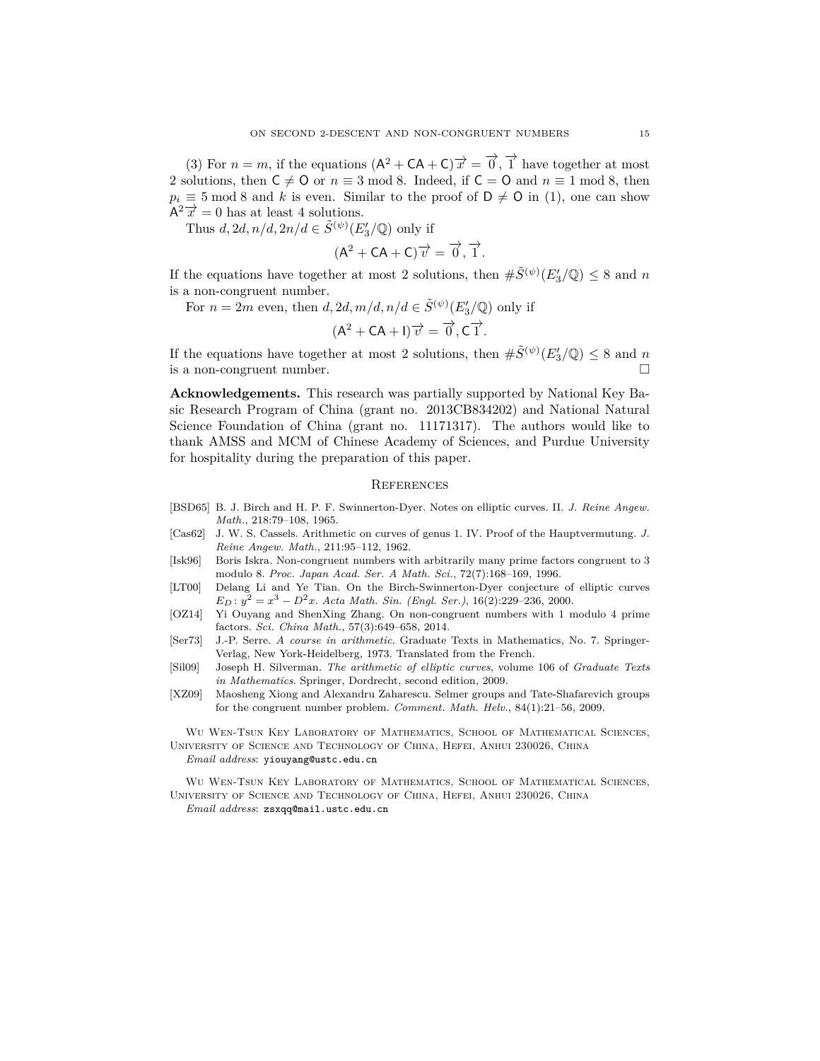(3) For $n = m$, if the equations $(\mathsf{A}^2 + \mathsf{C}\mathsf{A} + \mathsf{C})\overrightarrow{x} = \overrightarrow{0}, \overrightarrow{1}$ have together at most 2 solutions, then $\mathsf{C} \neq \mathsf{O}$ or $n \equiv 3 \bmod 8$. Indeed, if $\mathsf{C} = \mathsf{O}$ and $n \equiv 1 \bmod 8$, then $p_i \equiv 5 \bmod 8$ and $k$ is even. Similar to the proof of $\mathsf{D} \neq \mathsf{O}$ in (1), one can show $\mathsf{A}^2\overrightarrow{x} = 0$ has at least 4 solutions.

Thus $d, 2d, n/d, 2n/d \in \tilde{S}^{(\psi)}(E_3'/\mathbb{Q})$ only if

$$(\mathsf{A}^2 + \mathsf{C}\mathsf{A} + \mathsf{C})\overrightarrow{v} = \overrightarrow{0}, \overrightarrow{1}.$$

If the equations have together at most 2 solutions, then $\#\tilde{S}^{(\psi)}(E_3'/\mathbb{Q}) \leq 8$ and $n$ is a non-congruent number.

For $n = 2m$ even, then $d, 2d, m/d, n/d \in \tilde{S}^{(\psi)}(E_3'/\mathbb{Q})$ only if

$$(\mathsf{A}^2 + \mathsf{C}\mathsf{A} + \mathsf{I})\overrightarrow{v} = \overrightarrow{0}, \mathsf{C}\overrightarrow{1}.$$

If the equations have together at most 2 solutions, then $\#\tilde{S}^{(\psi)}(E_3'/\mathbb{Q}) \leq 8$ and $n$ is a non-congruent number. □

**Acknowledgements.** This research was partially supported by National Key Basic Research Program of China (grant no. 2013CB834202) and National Natural Science Foundation of China (grant no. 11171317). The authors would like to thank AMSS and MCM of Chinese Academy of Sciences, and Purdue University for hospitality during the preparation of this paper.

## References

[BSD65] B. J. Birch and H. P. F. Swinnerton-Dyer. Notes on elliptic curves. II. *J. Reine Angew. Math.*, 218:79–108, 1965.

[Cas62] J. W. S. Cassels. Arithmetic on curves of genus 1. IV. Proof of the Hauptvermutung. *J. Reine Angew. Math.*, 211:95–112, 1962.

[Isk96] Boris Iskra. Non-congruent numbers with arbitrarily many prime factors congruent to 3 modulo 8. *Proc. Japan Acad. Ser. A Math. Sci.*, 72(7):168–169, 1996.

[LT00] Delang Li and Ye Tian. On the Birch-Swinnerton-Dyer conjecture of elliptic curves $E_D: y^2 = x^3 - D^2x$. *Acta Math. Sin. (Engl. Ser.)*, 16(2):229–236, 2000.

[OZ14] Yi Ouyang and ShenXing Zhang. On non-congruent numbers with 1 modulo 4 prime factors. *Sci. China Math.*, 57(3):649–658, 2014.

[Ser73] J.-P. Serre. *A course in arithmetic*. Graduate Texts in Mathematics, No. 7. Springer-Verlag, New York-Heidelberg, 1973. Translated from the French.

[Sil09] Joseph H. Silverman. *The arithmetic of elliptic curves*, volume 106 of *Graduate Texts in Mathematics*. Springer, Dordrecht, second edition, 2009.

[XZ09] Maosheng Xiong and Alexandru Zaharescu. Selmer groups and Tate-Shafarevich groups for the congruent number problem. *Comment. Math. Helv.*, 84(1):21–56, 2009.

Wu Wen-Tsun Key Laboratory of Mathematics, School of Mathematical Sciences, University of Science and Technology of China, Hefei, Anhui 230026, China

*Email address*: yiouyang@ustc.edu.cn

Wu Wen-Tsun Key Laboratory of Mathematics, School of Mathematical Sciences, University of Science and Technology of China, Hefei, Anhui 230026, China

*Email address*: zsxqq@mail.ustc.edu.cn